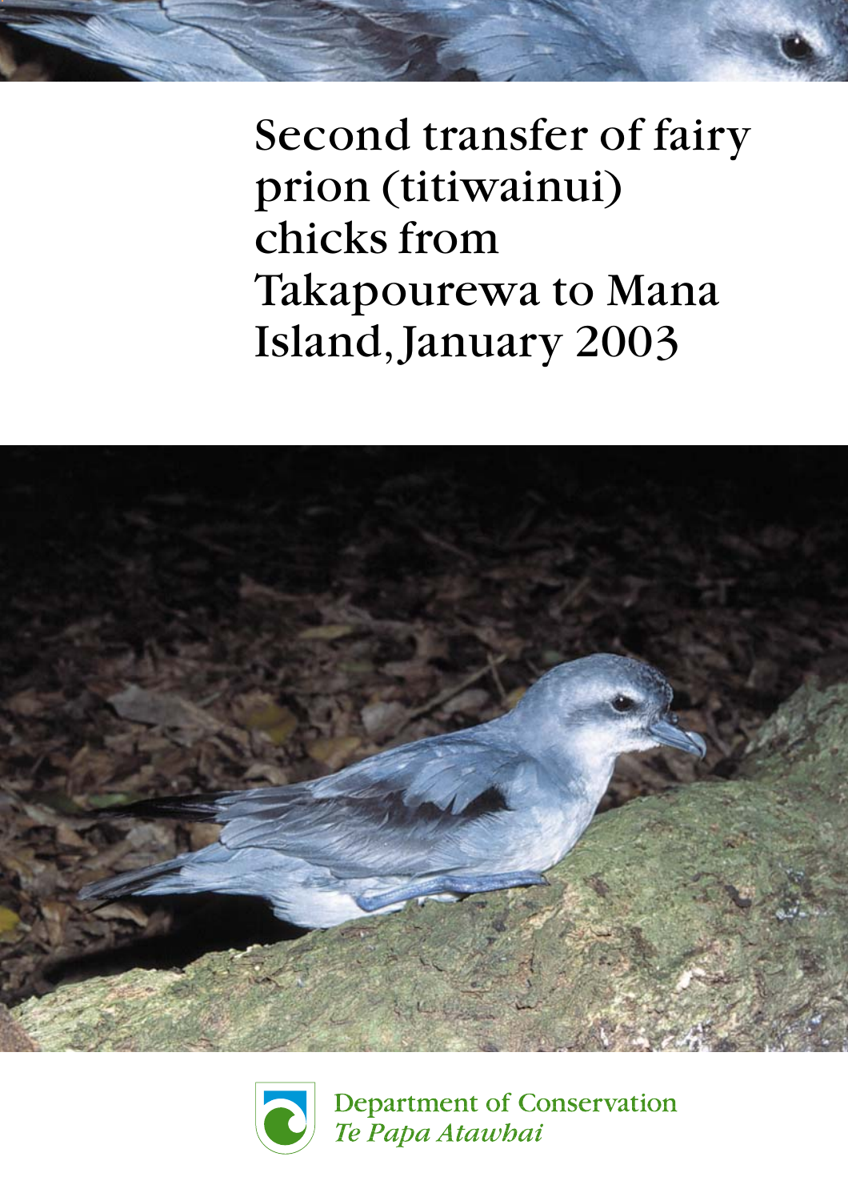# Second transfer of fairy prion (titiwainui) chicks from Takapourewa to Mana Island, January 2003

Department of Conservation
*Te Papa Atawhai*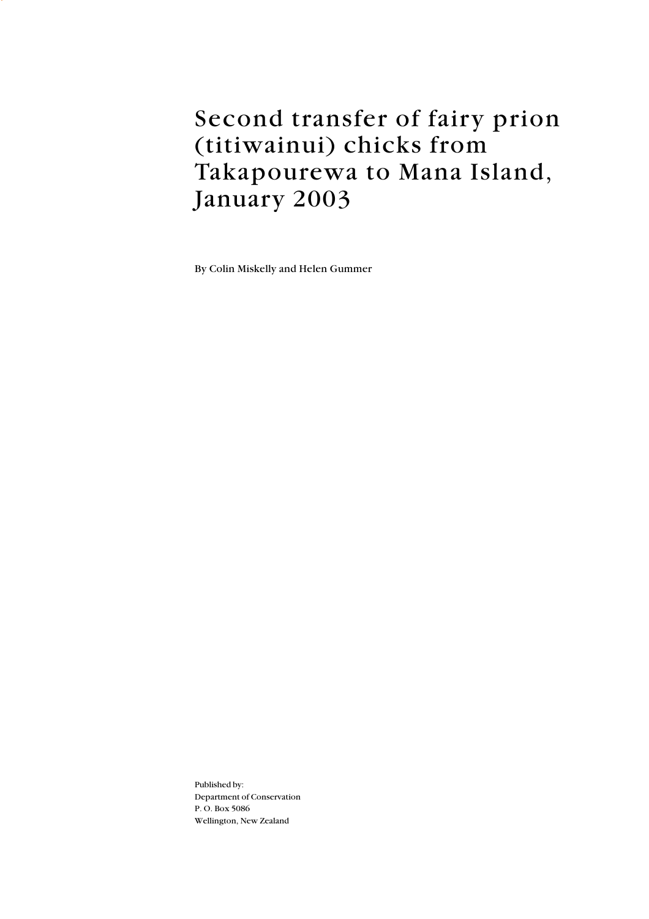# Second transfer of fairy prion (titiwainui) chicks from Takapourewa to Mana Island, January 2003

By Colin Miskelly and Helen Gummer

Published by:
Department of Conservation
P. O. Box 5086
Wellington, New Zealand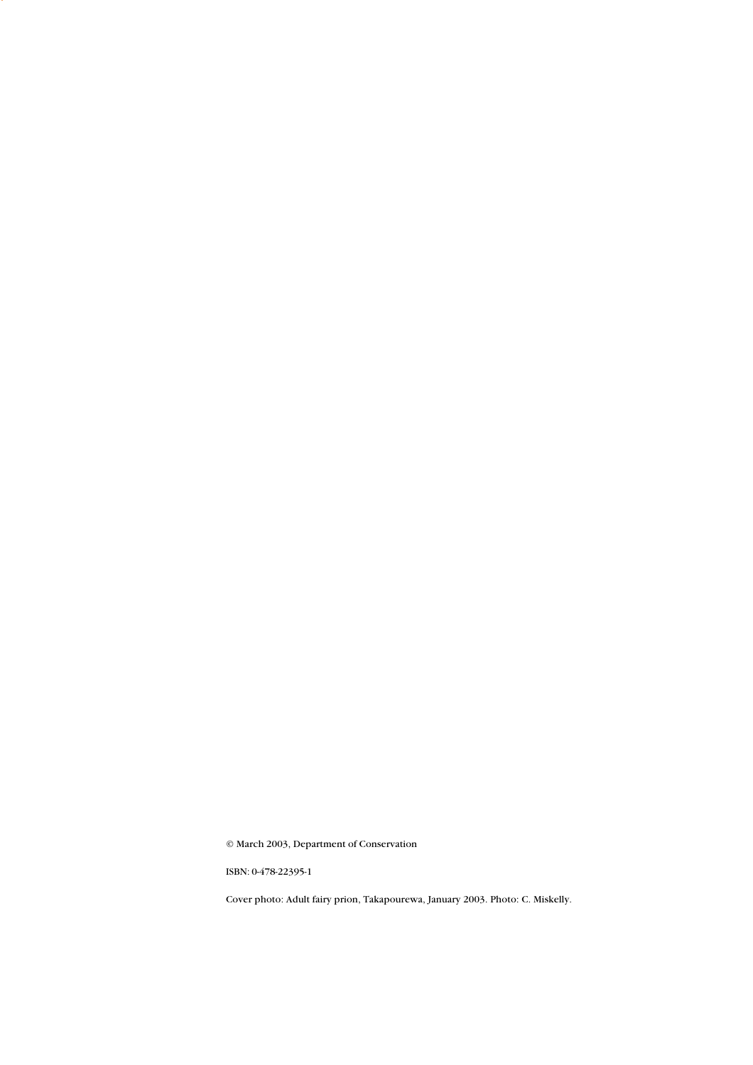© March 2003, Department of Conservation

ISBN: 0-478-22395-1

Cover photo: Adult fairy prion, Takapourewa, January 2003. Photo: C. Miskelly.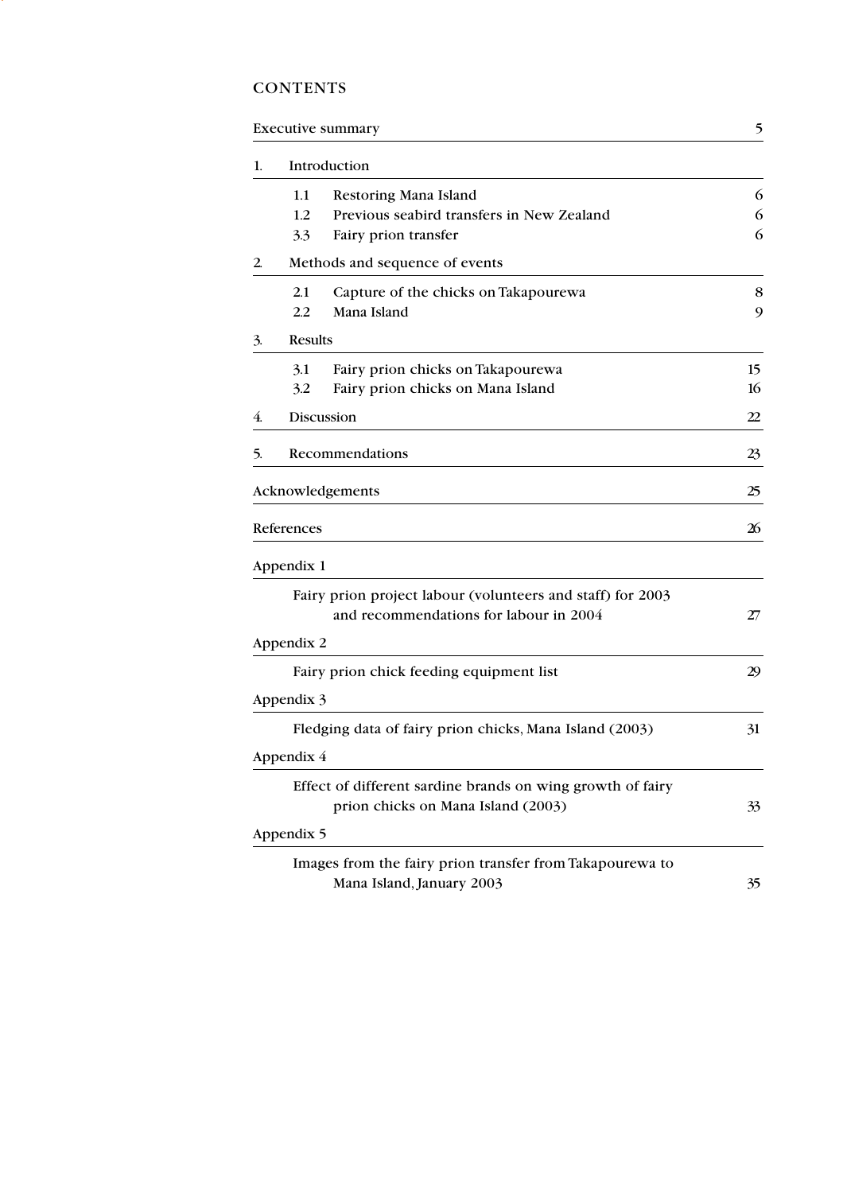# CONTENTS

| | | |
|---|---|---|
| Executive summary | | 5 |
| 1. | Introduction | |
| | 1.1 Restoring Mana Island | 6 |
| | 1.2 Previous seabird transfers in New Zealand | 6 |
| | 3.3 Fairy prion transfer | 6 |
| 2. | Methods and sequence of events | |
| | 2.1 Capture of the chicks on Takapourewa | 8 |
| | 2.2 Mana Island | 9 |
| 3. | Results | |
| | 3.1 Fairy prion chicks on Takapourewa | 15 |
| | 3.2 Fairy prion chicks on Mana Island | 16 |
| 4. | Discussion | 22 |
| 5. | Recommendations | 23 |
| Acknowledgements | | 25 |
| References | | 26 |
| Appendix 1 | | |
| | Fairy prion project labour (volunteers and staff) for 2003 and recommendations for labour in 2004 | 27 |
| Appendix 2 | | |
| | Fairy prion chick feeding equipment list | 29 |
| Appendix 3 | | |
| | Fledging data of fairy prion chicks, Mana Island (2003) | 31 |
| Appendix 4 | | |
| | Effect of different sardine brands on wing growth of fairy prion chicks on Mana Island (2003) | 33 |
| Appendix 5 | | |
| | Images from the fairy prion transfer from Takapourewa to Mana Island, January 2003 | 35 |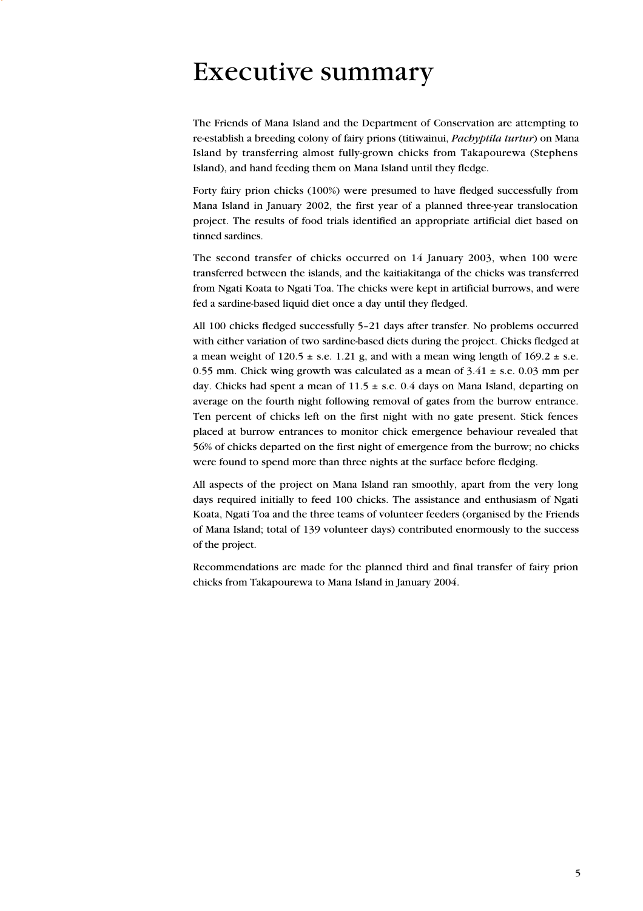# Executive summary

The Friends of Mana Island and the Department of Conservation are attempting to re-establish a breeding colony of fairy prions (titiwainui, *Pachyptila turtur*) on Mana Island by transferring almost fully-grown chicks from Takapourewa (Stephens Island), and hand feeding them on Mana Island until they fledge.

Forty fairy prion chicks (100%) were presumed to have fledged successfully from Mana Island in January 2002, the first year of a planned three-year translocation project. The results of food trials identified an appropriate artificial diet based on tinned sardines.

The second transfer of chicks occurred on 14 January 2003, when 100 were transferred between the islands, and the kaitiakitanga of the chicks was transferred from Ngati Koata to Ngati Toa. The chicks were kept in artificial burrows, and were fed a sardine-based liquid diet once a day until they fledged.

All 100 chicks fledged successfully 5–21 days after transfer. No problems occurred with either variation of two sardine-based diets during the project. Chicks fledged at a mean weight of 120.5 ± s.e. 1.21 g, and with a mean wing length of 169.2 ± s.e. 0.55 mm. Chick wing growth was calculated as a mean of 3.41 ± s.e. 0.03 mm per day. Chicks had spent a mean of 11.5 ± s.e. 0.4 days on Mana Island, departing on average on the fourth night following removal of gates from the burrow entrance. Ten percent of chicks left on the first night with no gate present. Stick fences placed at burrow entrances to monitor chick emergence behaviour revealed that 56% of chicks departed on the first night of emergence from the burrow; no chicks were found to spend more than three nights at the surface before fledging.

All aspects of the project on Mana Island ran smoothly, apart from the very long days required initially to feed 100 chicks. The assistance and enthusiasm of Ngati Koata, Ngati Toa and the three teams of volunteer feeders (organised by the Friends of Mana Island; total of 139 volunteer days) contributed enormously to the success of the project.

Recommendations are made for the planned third and final transfer of fairy prion chicks from Takapourewa to Mana Island in January 2004.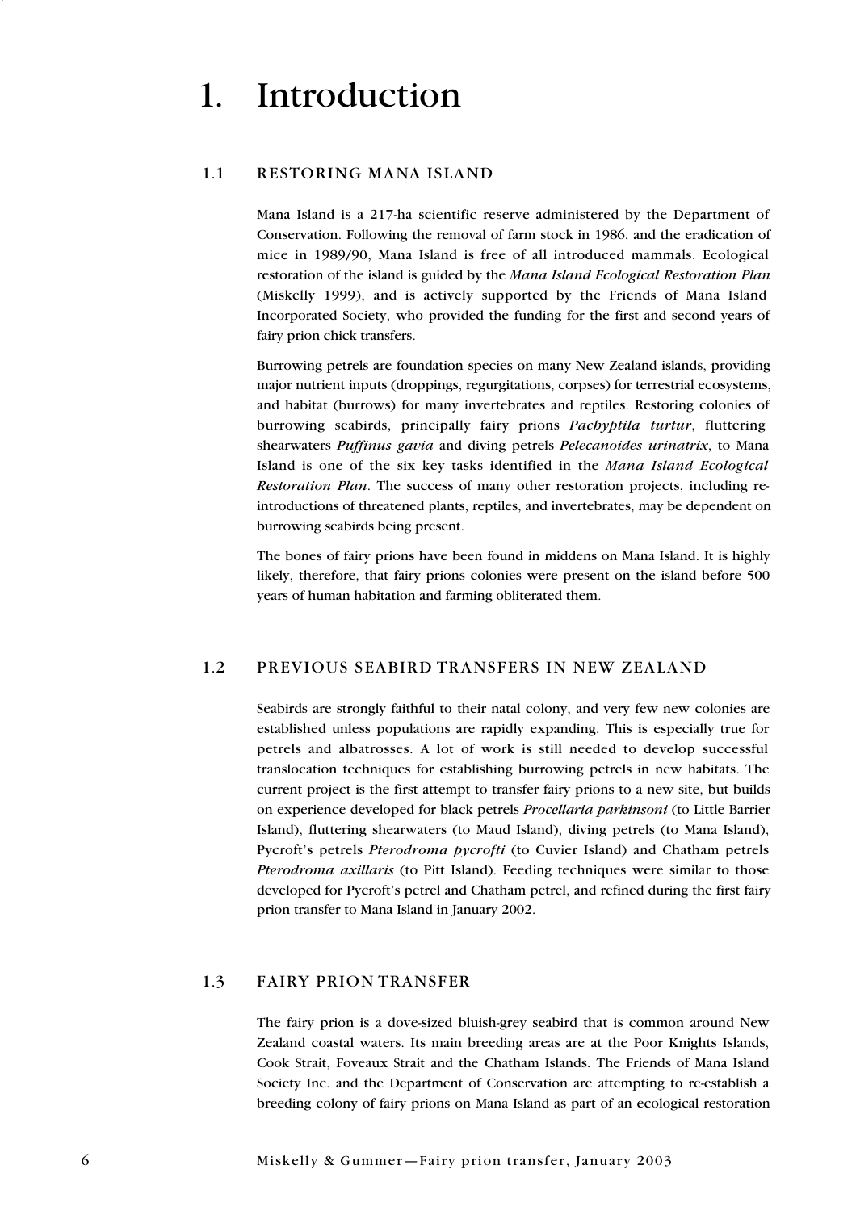# 1. Introduction

## 1.1 RESTORING MANA ISLAND

Mana Island is a 217-ha scientific reserve administered by the Department of Conservation. Following the removal of farm stock in 1986, and the eradication of mice in 1989/90, Mana Island is free of all introduced mammals. Ecological restoration of the island is guided by the *Mana Island Ecological Restoration Plan* (Miskelly 1999), and is actively supported by the Friends of Mana Island Incorporated Society, who provided the funding for the first and second years of fairy prion chick transfers.

Burrowing petrels are foundation species on many New Zealand islands, providing major nutrient inputs (droppings, regurgitations, corpses) for terrestrial ecosystems, and habitat (burrows) for many invertebrates and reptiles. Restoring colonies of burrowing seabirds, principally fairy prions *Pachyptila turtur*, fluttering shearwaters *Puffinus gavia* and diving petrels *Pelecanoides urinatrix*, to Mana Island is one of the six key tasks identified in the *Mana Island Ecological Restoration Plan*. The success of many other restoration projects, including re-introductions of threatened plants, reptiles, and invertebrates, may be dependent on burrowing seabirds being present.

The bones of fairy prions have been found in middens on Mana Island. It is highly likely, therefore, that fairy prions colonies were present on the island before 500 years of human habitation and farming obliterated them.

## 1.2 PREVIOUS SEABIRD TRANSFERS IN NEW ZEALAND

Seabirds are strongly faithful to their natal colony, and very few new colonies are established unless populations are rapidly expanding. This is especially true for petrels and albatrosses. A lot of work is still needed to develop successful translocation techniques for establishing burrowing petrels in new habitats. The current project is the first attempt to transfer fairy prions to a new site, but builds on experience developed for black petrels *Procellaria parkinsoni* (to Little Barrier Island), fluttering shearwaters (to Maud Island), diving petrels (to Mana Island), Pycroft's petrels *Pterodroma pycrofti* (to Cuvier Island) and Chatham petrels *Pterodroma axillaris* (to Pitt Island). Feeding techniques were similar to those developed for Pycroft's petrel and Chatham petrel, and refined during the first fairy prion transfer to Mana Island in January 2002.

## 1.3 FAIRY PRION TRANSFER

The fairy prion is a dove-sized bluish-grey seabird that is common around New Zealand coastal waters. Its main breeding areas are at the Poor Knights Islands, Cook Strait, Foveaux Strait and the Chatham Islands. The Friends of Mana Island Society Inc. and the Department of Conservation are attempting to re-establish a breeding colony of fairy prions on Mana Island as part of an ecological restoration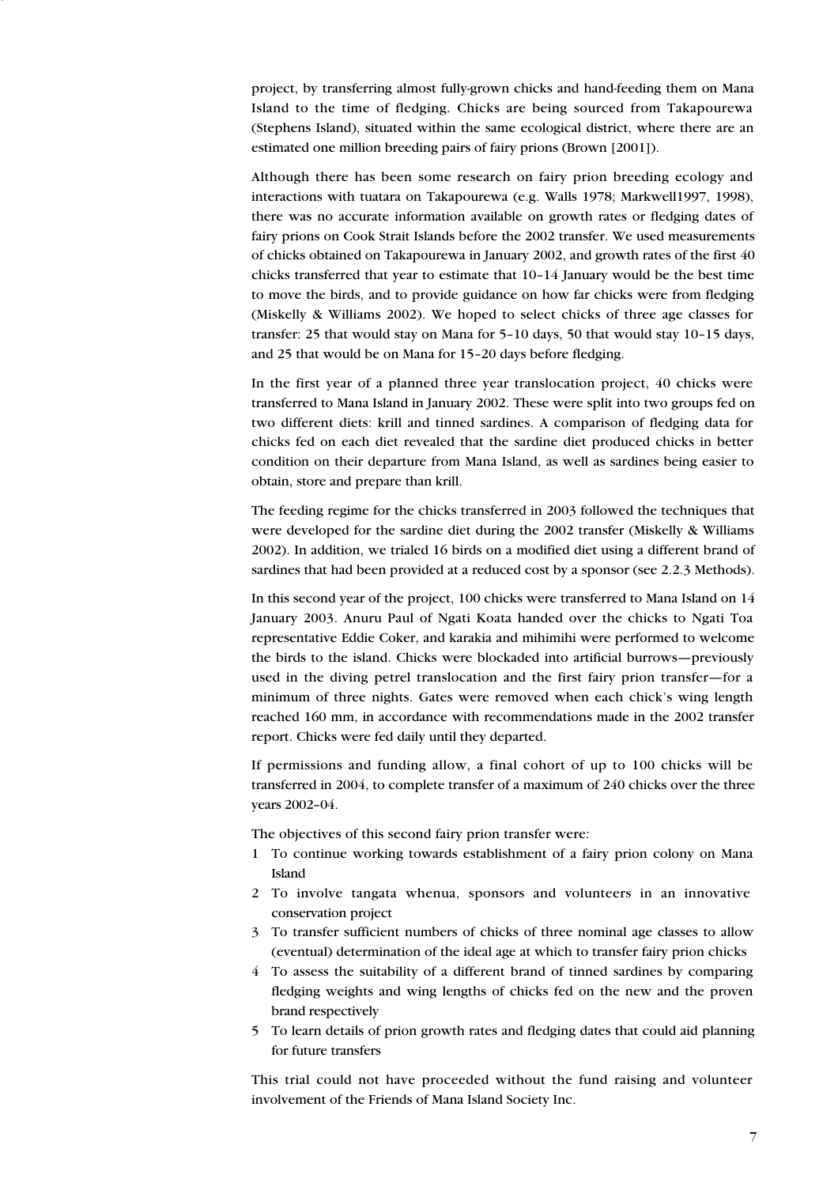project, by transferring almost fully-grown chicks and hand-feeding them on Mana Island to the time of fledging. Chicks are being sourced from Takapourewa (Stephens Island), situated within the same ecological district, where there are an estimated one million breeding pairs of fairy prions (Brown [2001]).

Although there has been some research on fairy prion breeding ecology and interactions with tuatara on Takapourewa (e.g. Walls 1978; Markwell1997, 1998), there was no accurate information available on growth rates or fledging dates of fairy prions on Cook Strait Islands before the 2002 transfer. We used measurements of chicks obtained on Takapourewa in January 2002, and growth rates of the first 40 chicks transferred that year to estimate that 10–14 January would be the best time to move the birds, and to provide guidance on how far chicks were from fledging (Miskelly & Williams 2002). We hoped to select chicks of three age classes for transfer: 25 that would stay on Mana for 5–10 days, 50 that would stay 10–15 days, and 25 that would be on Mana for 15–20 days before fledging.

In the first year of a planned three year translocation project, 40 chicks were transferred to Mana Island in January 2002. These were split into two groups fed on two different diets: krill and tinned sardines. A comparison of fledging data for chicks fed on each diet revealed that the sardine diet produced chicks in better condition on their departure from Mana Island, as well as sardines being easier to obtain, store and prepare than krill.

The feeding regime for the chicks transferred in 2003 followed the techniques that were developed for the sardine diet during the 2002 transfer (Miskelly & Williams 2002). In addition, we trialed 16 birds on a modified diet using a different brand of sardines that had been provided at a reduced cost by a sponsor (see 2.2.3 Methods).

In this second year of the project, 100 chicks were transferred to Mana Island on 14 January 2003. Anuru Paul of Ngati Koata handed over the chicks to Ngati Toa representative Eddie Coker, and karakia and mihimihi were performed to welcome the birds to the island. Chicks were blockaded into artificial burrows—previously used in the diving petrel translocation and the first fairy prion transfer—for a minimum of three nights. Gates were removed when each chick's wing length reached 160 mm, in accordance with recommendations made in the 2002 transfer report. Chicks were fed daily until they departed.

If permissions and funding allow, a final cohort of up to 100 chicks will be transferred in 2004, to complete transfer of a maximum of 240 chicks over the three years 2002–04.

The objectives of this second fairy prion transfer were:

1. To continue working towards establishment of a fairy prion colony on Mana Island
2. To involve tangata whenua, sponsors and volunteers in an innovative conservation project
3. To transfer sufficient numbers of chicks of three nominal age classes to allow (eventual) determination of the ideal age at which to transfer fairy prion chicks
4. To assess the suitability of a different brand of tinned sardines by comparing fledging weights and wing lengths of chicks fed on the new and the proven brand respectively
5. To learn details of prion growth rates and fledging dates that could aid planning for future transfers

This trial could not have proceeded without the fund raising and volunteer involvement of the Friends of Mana Island Society Inc.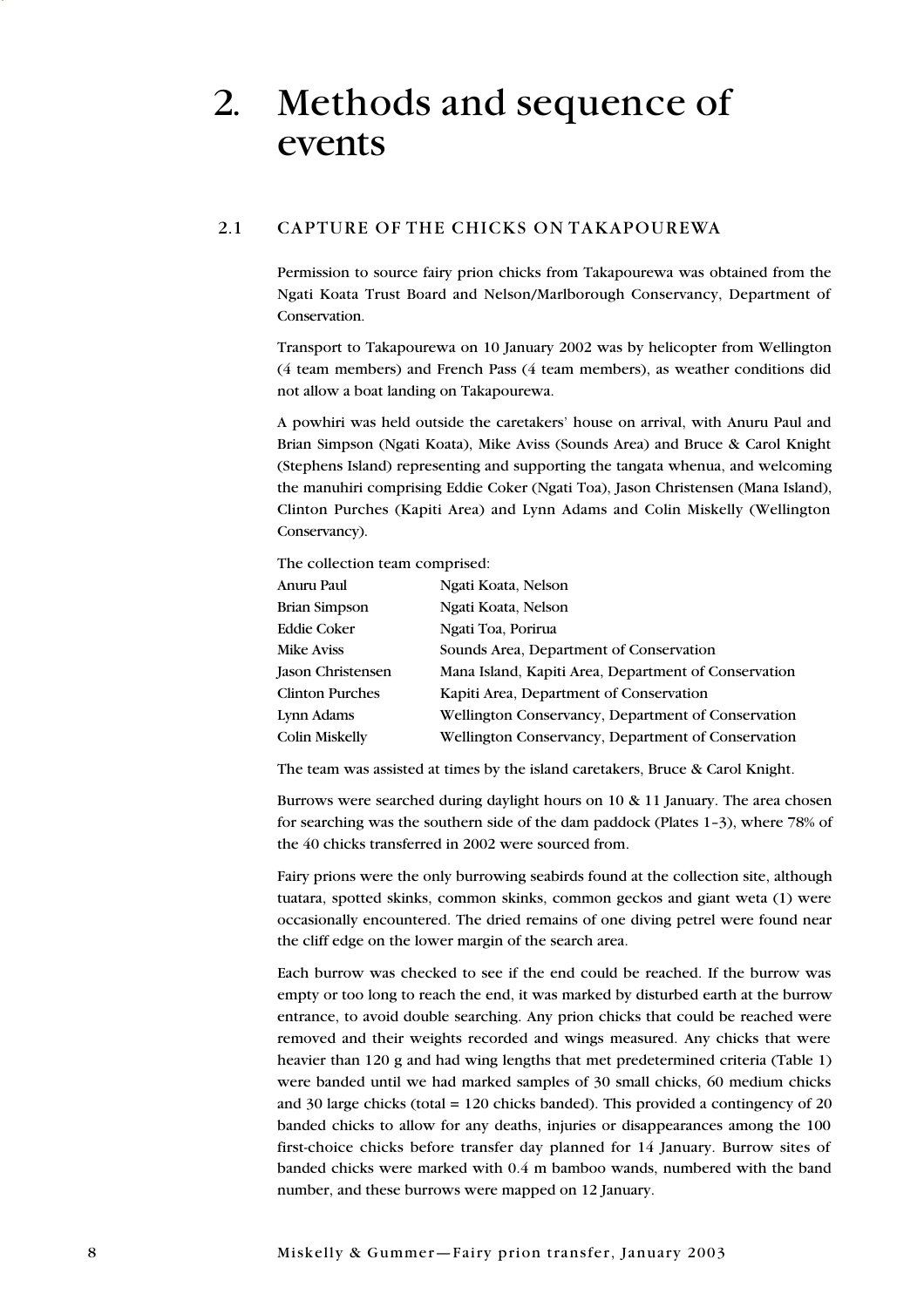# 2. Methods and sequence of events

## 2.1 CAPTURE OF THE CHICKS ON TAKAPOUREWA

Permission to source fairy prion chicks from Takapourewa was obtained from the Ngati Koata Trust Board and Nelson/Marlborough Conservancy, Department of Conservation.

Transport to Takapourewa on 10 January 2002 was by helicopter from Wellington (4 team members) and French Pass (4 team members), as weather conditions did not allow a boat landing on Takapourewa.

A powhiri was held outside the caretakers' house on arrival, with Anuru Paul and Brian Simpson (Ngati Koata), Mike Aviss (Sounds Area) and Bruce & Carol Knight (Stephens Island) representing and supporting the tangata whenua, and welcoming the manuhiri comprising Eddie Coker (Ngati Toa), Jason Christensen (Mana Island), Clinton Purches (Kapiti Area) and Lynn Adams and Colin Miskelly (Wellington Conservancy).

The collection team comprised:

| | |
|---|---|
| Anuru Paul | Ngati Koata, Nelson |
| Brian Simpson | Ngati Koata, Nelson |
| Eddie Coker | Ngati Toa, Porirua |
| Mike Aviss | Sounds Area, Department of Conservation |
| Jason Christensen | Mana Island, Kapiti Area, Department of Conservation |
| Clinton Purches | Kapiti Area, Department of Conservation |
| Lynn Adams | Wellington Conservancy, Department of Conservation |
| Colin Miskelly | Wellington Conservancy, Department of Conservation |

The team was assisted at times by the island caretakers, Bruce & Carol Knight.

Burrows were searched during daylight hours on 10 & 11 January. The area chosen for searching was the southern side of the dam paddock (Plates 1–3), where 78% of the 40 chicks transferred in 2002 were sourced from.

Fairy prions were the only burrowing seabirds found at the collection site, although tuatara, spotted skinks, common skinks, common geckos and giant weta (1) were occasionally encountered. The dried remains of one diving petrel were found near the cliff edge on the lower margin of the search area.

Each burrow was checked to see if the end could be reached. If the burrow was empty or too long to reach the end, it was marked by disturbed earth at the burrow entrance, to avoid double searching. Any prion chicks that could be reached were removed and their weights recorded and wings measured. Any chicks that were heavier than 120 g and had wing lengths that met predetermined criteria (Table 1) were banded until we had marked samples of 30 small chicks, 60 medium chicks and 30 large chicks (total = 120 chicks banded). This provided a contingency of 20 banded chicks to allow for any deaths, injuries or disappearances among the 100 first-choice chicks before transfer day planned for 14 January. Burrow sites of banded chicks were marked with 0.4 m bamboo wands, numbered with the band number, and these burrows were mapped on 12 January.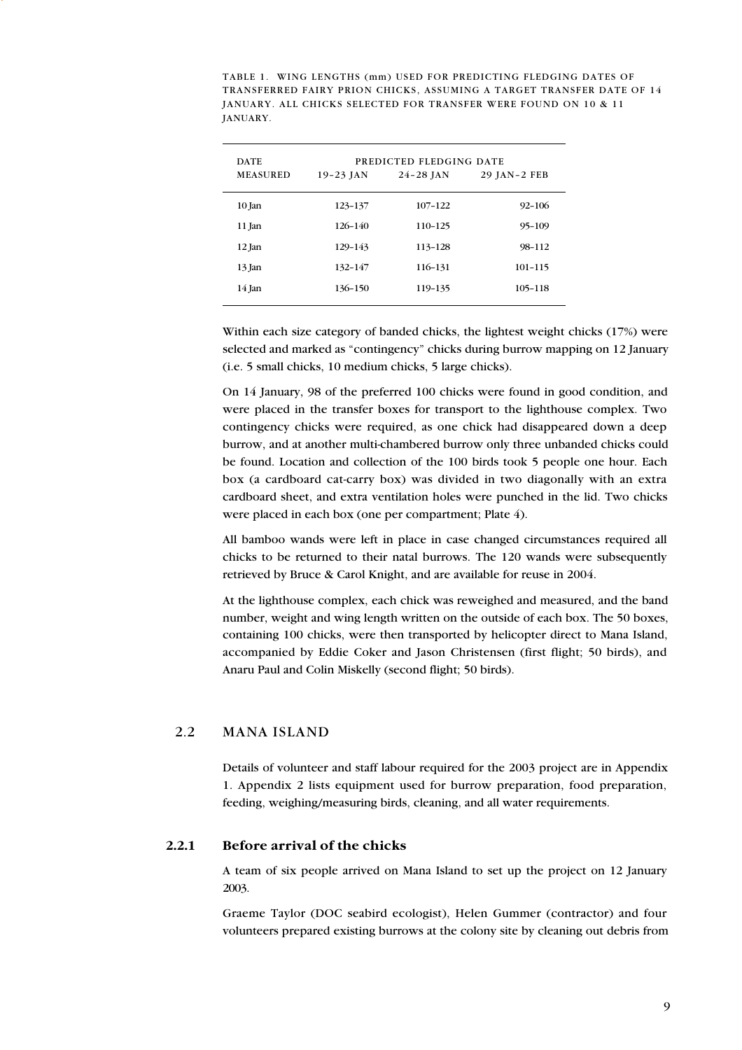TABLE 1. WING LENGTHS (mm) USED FOR PREDICTING FLEDGING DATES OF TRANSFERRED FAIRY PRION CHICKS, ASSUMING A TARGET TRANSFER DATE OF 14 JANUARY. ALL CHICKS SELECTED FOR TRANSFER WERE FOUND ON 10 & 11 JANUARY.

| DATE | PREDICTED FLEDGING DATE | | |
|---|---|---|---|
| MEASURED | 19–23 JAN | 24–28 JAN | 29 JAN–2 FEB |
| 10 Jan | 123–137 | 107–122 | 92–106 |
| 11 Jan | 126–140 | 110–125 | 95–109 |
| 12 Jan | 129–143 | 113–128 | 98–112 |
| 13 Jan | 132–147 | 116–131 | 101–115 |
| 14 Jan | 136–150 | 119–135 | 105–118 |

Within each size category of banded chicks, the lightest weight chicks (17%) were selected and marked as "contingency" chicks during burrow mapping on 12 January (i.e. 5 small chicks, 10 medium chicks, 5 large chicks).

On 14 January, 98 of the preferred 100 chicks were found in good condition, and were placed in the transfer boxes for transport to the lighthouse complex. Two contingency chicks were required, as one chick had disappeared down a deep burrow, and at another multi-chambered burrow only three unbanded chicks could be found. Location and collection of the 100 birds took 5 people one hour. Each box (a cardboard cat-carry box) was divided in two diagonally with an extra cardboard sheet, and extra ventilation holes were punched in the lid. Two chicks were placed in each box (one per compartment; Plate 4).

All bamboo wands were left in place in case changed circumstances required all chicks to be returned to their natal burrows. The 120 wands were subsequently retrieved by Bruce & Carol Knight, and are available for reuse in 2004.

At the lighthouse complex, each chick was reweighed and measured, and the band number, weight and wing length written on the outside of each box. The 50 boxes, containing 100 chicks, were then transported by helicopter direct to Mana Island, accompanied by Eddie Coker and Jason Christensen (first flight; 50 birds), and Anaru Paul and Colin Miskelly (second flight; 50 birds).

## 2.2 MANA ISLAND

Details of volunteer and staff labour required for the 2003 project are in Appendix 1. Appendix 2 lists equipment used for burrow preparation, food preparation, feeding, weighing/measuring birds, cleaning, and all water requirements.

### 2.2.1 Before arrival of the chicks

A team of six people arrived on Mana Island to set up the project on 12 January 2003.

Graeme Taylor (DOC seabird ecologist), Helen Gummer (contractor) and four volunteers prepared existing burrows at the colony site by cleaning out debris from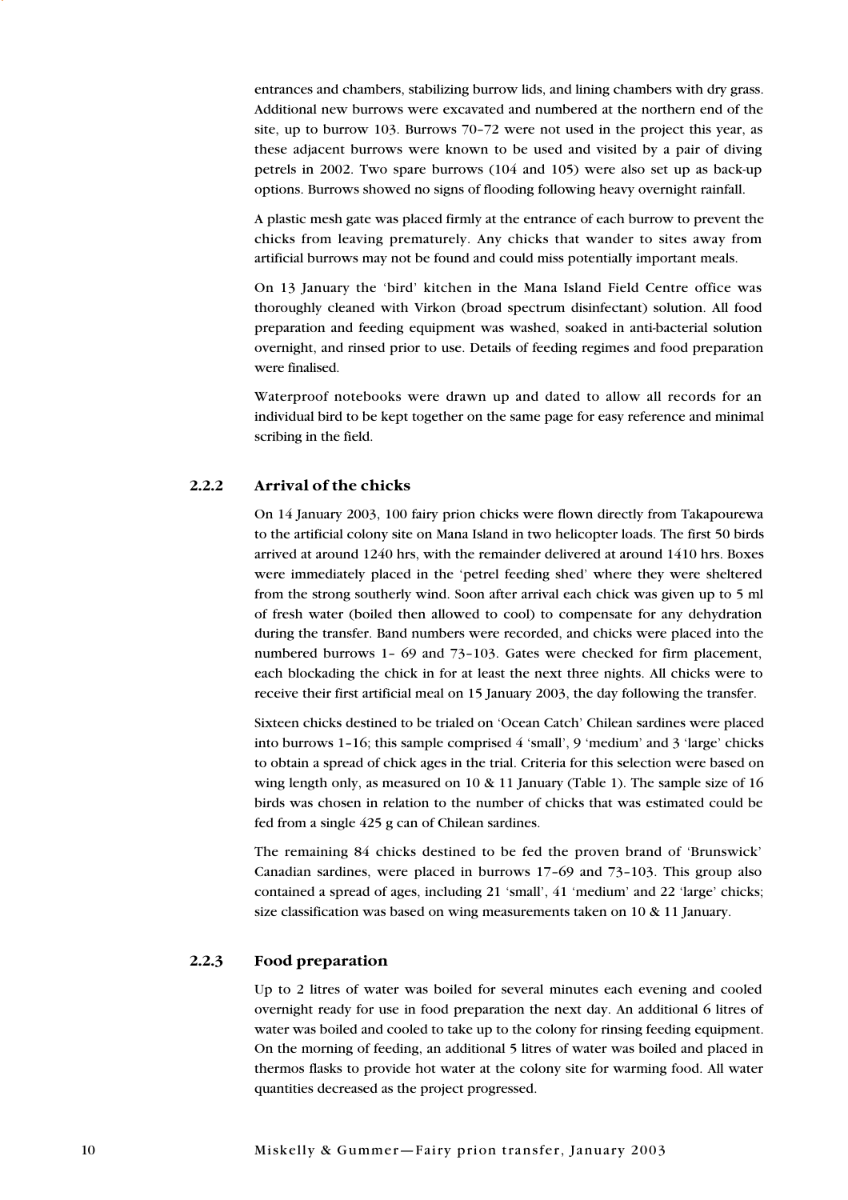entrances and chambers, stabilizing burrow lids, and lining chambers with dry grass. Additional new burrows were excavated and numbered at the northern end of the site, up to burrow 103. Burrows 70–72 were not used in the project this year, as these adjacent burrows were known to be used and visited by a pair of diving petrels in 2002. Two spare burrows (104 and 105) were also set up as back-up options. Burrows showed no signs of flooding following heavy overnight rainfall.

A plastic mesh gate was placed firmly at the entrance of each burrow to prevent the chicks from leaving prematurely. Any chicks that wander to sites away from artificial burrows may not be found and could miss potentially important meals.

On 13 January the 'bird' kitchen in the Mana Island Field Centre office was thoroughly cleaned with Virkon (broad spectrum disinfectant) solution. All food preparation and feeding equipment was washed, soaked in anti-bacterial solution overnight, and rinsed prior to use. Details of feeding regimes and food preparation were finalised.

Waterproof notebooks were drawn up and dated to allow all records for an individual bird to be kept together on the same page for easy reference and minimal scribing in the field.

### 2.2.2 Arrival of the chicks

On 14 January 2003, 100 fairy prion chicks were flown directly from Takapourewa to the artificial colony site on Mana Island in two helicopter loads. The first 50 birds arrived at around 1240 hrs, with the remainder delivered at around 1410 hrs. Boxes were immediately placed in the 'petrel feeding shed' where they were sheltered from the strong southerly wind. Soon after arrival each chick was given up to 5 ml of fresh water (boiled then allowed to cool) to compensate for any dehydration during the transfer. Band numbers were recorded, and chicks were placed into the numbered burrows 1– 69 and 73–103. Gates were checked for firm placement, each blockading the chick in for at least the next three nights. All chicks were to receive their first artificial meal on 15 January 2003, the day following the transfer.

Sixteen chicks destined to be trialed on 'Ocean Catch' Chilean sardines were placed into burrows 1–16; this sample comprised 4 'small', 9 'medium' and 3 'large' chicks to obtain a spread of chick ages in the trial. Criteria for this selection were based on wing length only, as measured on 10 & 11 January (Table 1). The sample size of 16 birds was chosen in relation to the number of chicks that was estimated could be fed from a single 425 g can of Chilean sardines.

The remaining 84 chicks destined to be fed the proven brand of 'Brunswick' Canadian sardines, were placed in burrows 17–69 and 73–103. This group also contained a spread of ages, including 21 'small', 41 'medium' and 22 'large' chicks; size classification was based on wing measurements taken on 10 & 11 January.

### 2.2.3 Food preparation

Up to 2 litres of water was boiled for several minutes each evening and cooled overnight ready for use in food preparation the next day. An additional 6 litres of water was boiled and cooled to take up to the colony for rinsing feeding equipment. On the morning of feeding, an additional 5 litres of water was boiled and placed in thermos flasks to provide hot water at the colony site for warming food. All water quantities decreased as the project progressed.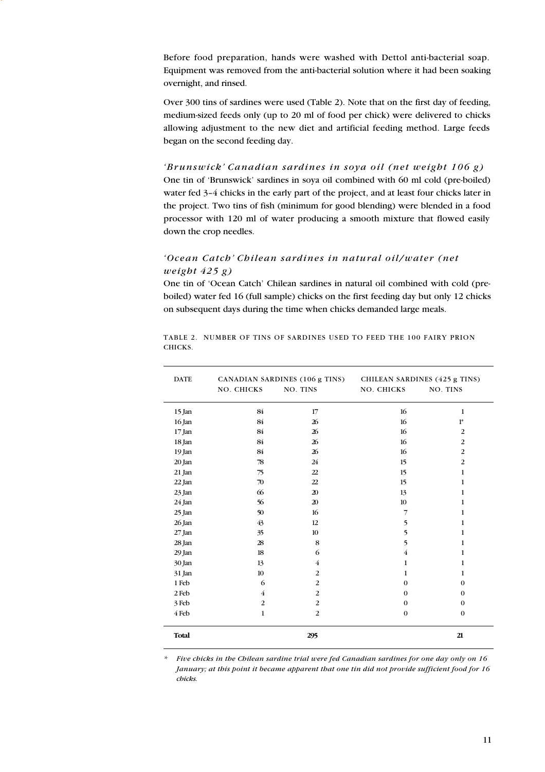Before food preparation, hands were washed with Dettol anti-bacterial soap. Equipment was removed from the anti-bacterial solution where it had been soaking overnight, and rinsed.

Over 300 tins of sardines were used (Table 2). Note that on the first day of feeding, medium-sized feeds only (up to 20 ml of food per chick) were delivered to chicks allowing adjustment to the new diet and artificial feeding method. Large feeds began on the second feeding day.

### *'Brunswick' Canadian sardines in soya oil (net weight 106 g)*

One tin of 'Brunswick' sardines in soya oil combined with 60 ml cold (pre-boiled) water fed 3–4 chicks in the early part of the project, and at least four chicks later in the project. Two tins of fish (minimum for good blending) were blended in a food processor with 120 ml of water producing a smooth mixture that flowed easily down the crop needles.

### *'Ocean Catch' Chilean sardines in natural oil/water (net weight 425 g)*

One tin of 'Ocean Catch' Chilean sardines in natural oil combined with cold (pre-boiled) water fed 16 (full sample) chicks on the first feeding day but only 12 chicks on subsequent days during the time when chicks demanded large meals.

TABLE 2. NUMBER OF TINS OF SARDINES USED TO FEED THE 100 FAIRY PRION CHICKS.

| DATE | CANADIAN SARDINES (106 g TINS) | | CHILEAN SARDINES (425 g TINS) | |
|---|---|---|---|---|
| | NO. CHICKS | NO. TINS | NO. CHICKS | NO. TINS |
| 15 Jan | 84 | 17 | 16 | 1 |
| 16 Jan | 84 | 26 | 16 | 1* |
| 17 Jan | 84 | 26 | 16 | 2 |
| 18 Jan | 84 | 26 | 16 | 2 |
| 19 Jan | 84 | 26 | 16 | 2 |
| 20 Jan | 78 | 24 | 15 | 2 |
| 21 Jan | 75 | 22 | 15 | 1 |
| 22 Jan | 70 | 22 | 15 | 1 |
| 23 Jan | 66 | 20 | 13 | 1 |
| 24 Jan | 56 | 20 | 10 | 1 |
| 25 Jan | 50 | 16 | 7 | 1 |
| 26 Jan | 43 | 12 | 5 | 1 |
| 27 Jan | 35 | 10 | 5 | 1 |
| 28 Jan | 28 | 8 | 5 | 1 |
| 29 Jan | 18 | 6 | 4 | 1 |
| 30 Jan | 13 | 4 | 1 | 1 |
| 31 Jan | 10 | 2 | 1 | 1 |
| 1 Feb | 6 | 2 | 0 | 0 |
| 2 Feb | 4 | 2 | 0 | 0 |
| 3 Feb | 2 | 2 | 0 | 0 |
| 4 Feb | 1 | 2 | 0 | 0 |
| **Total** | | **295** | | **21** |

\* *Five chicks in the Chilean sardine trial were fed Canadian sardines for one day only on 16 January; at this point it became apparent that one tin did not provide sufficient food for 16 chicks.*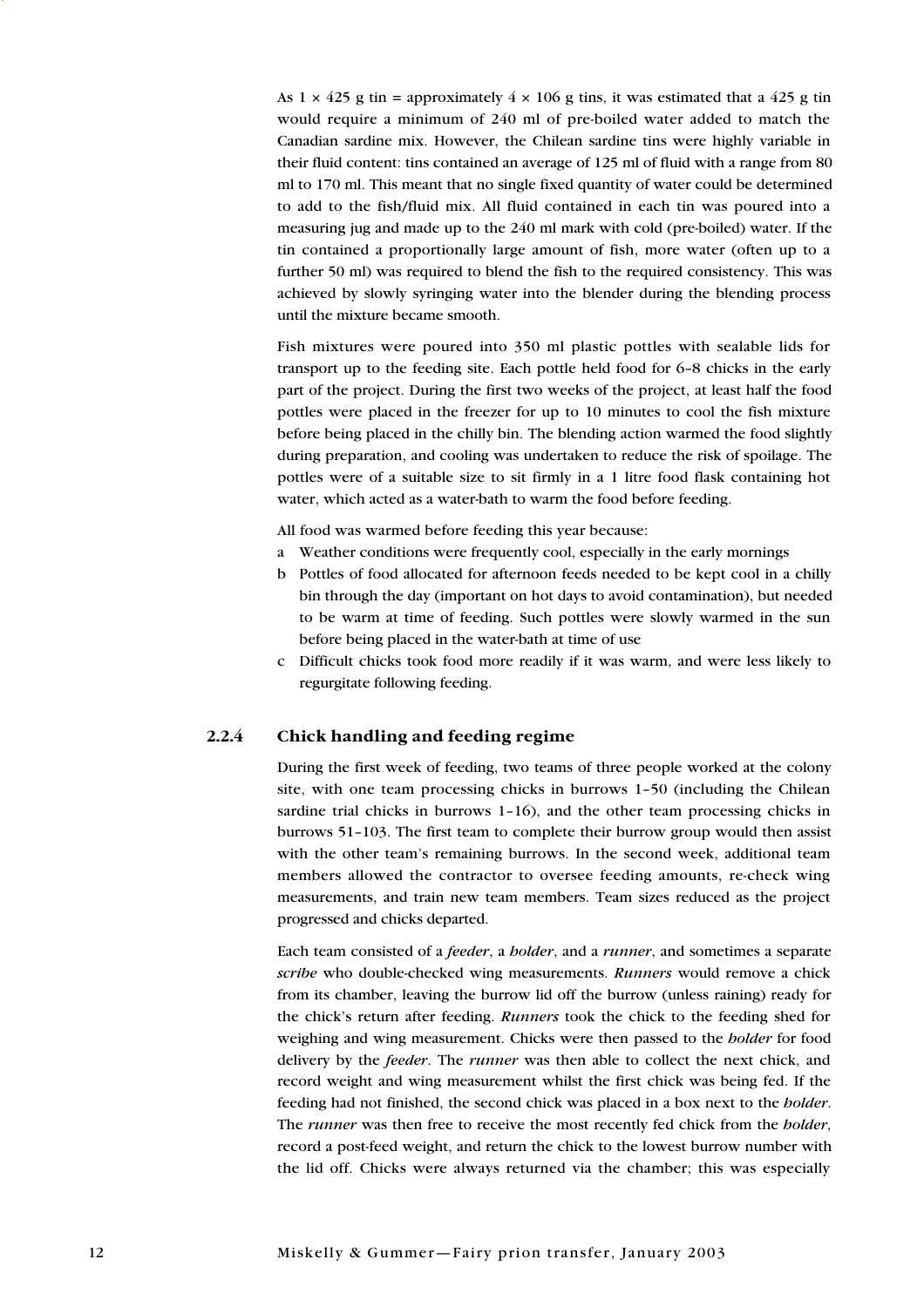As 1 × 425 g tin = approximately 4 × 106 g tins, it was estimated that a 425 g tin would require a minimum of 240 ml of pre-boiled water added to match the Canadian sardine mix. However, the Chilean sardine tins were highly variable in their fluid content: tins contained an average of 125 ml of fluid with a range from 80 ml to 170 ml. This meant that no single fixed quantity of water could be determined to add to the fish/fluid mix. All fluid contained in each tin was poured into a measuring jug and made up to the 240 ml mark with cold (pre-boiled) water. If the tin contained a proportionally large amount of fish, more water (often up to a further 50 ml) was required to blend the fish to the required consistency. This was achieved by slowly syringing water into the blender during the blending process until the mixture became smooth.

Fish mixtures were poured into 350 ml plastic pottles with sealable lids for transport up to the feeding site. Each pottle held food for 6–8 chicks in the early part of the project. During the first two weeks of the project, at least half the food pottles were placed in the freezer for up to 10 minutes to cool the fish mixture before being placed in the chilly bin. The blending action warmed the food slightly during preparation, and cooling was undertaken to reduce the risk of spoilage. The pottles were of a suitable size to sit firmly in a 1 litre food flask containing hot water, which acted as a water-bath to warm the food before feeding.

All food was warmed before feeding this year because:

a Weather conditions were frequently cool, especially in the early mornings
b Pottles of food allocated for afternoon feeds needed to be kept cool in a chilly bin through the day (important on hot days to avoid contamination), but needed to be warm at time of feeding. Such pottles were slowly warmed in the sun before being placed in the water-bath at time of use
c Difficult chicks took food more readily if it was warm, and were less likely to regurgitate following feeding.

### 2.2.4 Chick handling and feeding regime

During the first week of feeding, two teams of three people worked at the colony site, with one team processing chicks in burrows 1–50 (including the Chilean sardine trial chicks in burrows 1–16), and the other team processing chicks in burrows 51–103. The first team to complete their burrow group would then assist with the other team's remaining burrows. In the second week, additional team members allowed the contractor to oversee feeding amounts, re-check wing measurements, and train new team members. Team sizes reduced as the project progressed and chicks departed.

Each team consisted of a *feeder*, a *holder*, and a *runner*, and sometimes a separate *scribe* who double-checked wing measurements. *Runners* would remove a chick from its chamber, leaving the burrow lid off the burrow (unless raining) ready for the chick's return after feeding. *Runners* took the chick to the feeding shed for weighing and wing measurement. Chicks were then passed to the *holder* for food delivery by the *feeder*. The *runner* was then able to collect the next chick, and record weight and wing measurement whilst the first chick was being fed. If the feeding had not finished, the second chick was placed in a box next to the *holder*. The *runner* was then free to receive the most recently fed chick from the *holder*, record a post-feed weight, and return the chick to the lowest burrow number with the lid off. Chicks were always returned via the chamber; this was especially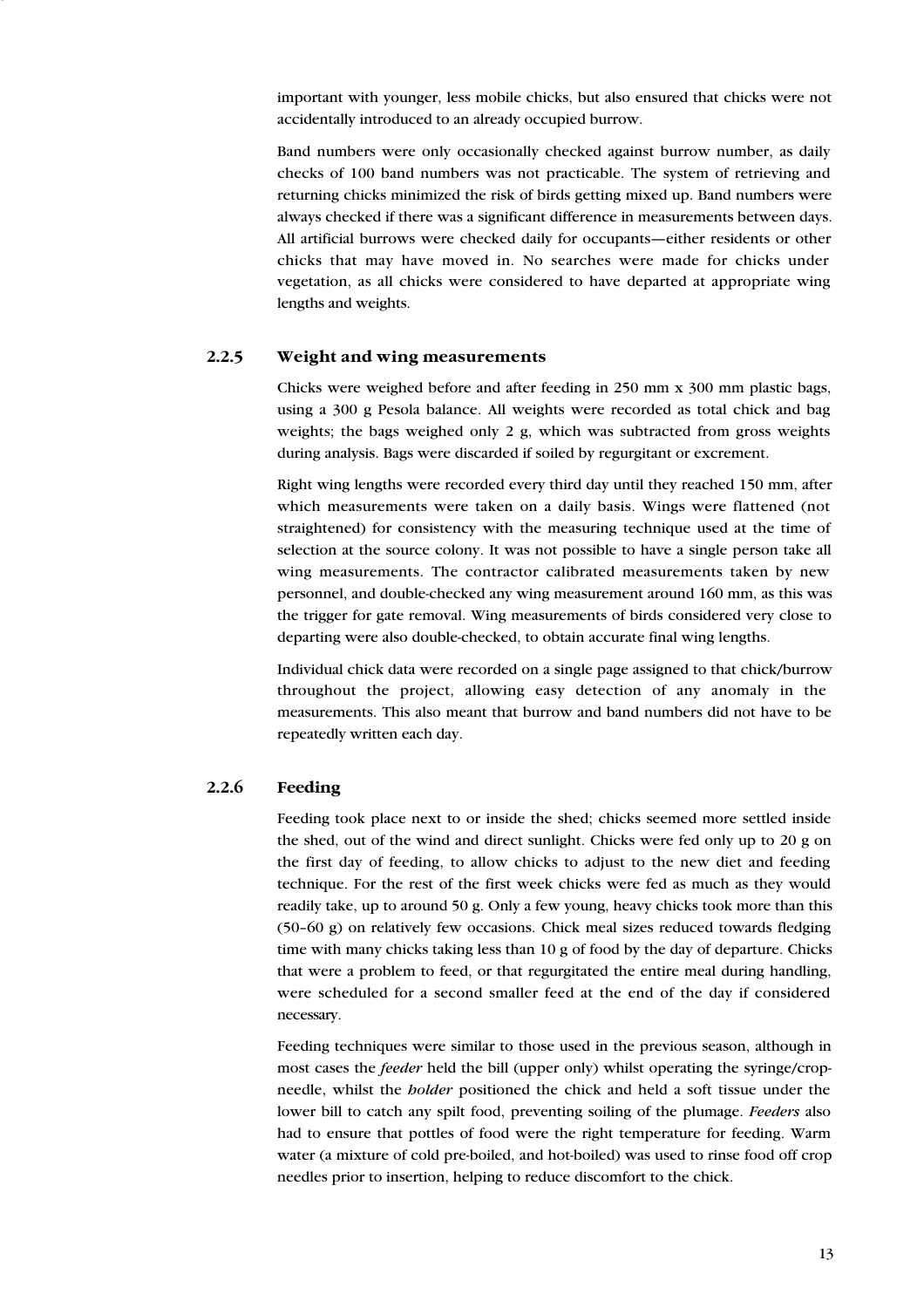important with younger, less mobile chicks, but also ensured that chicks were not accidentally introduced to an already occupied burrow.

Band numbers were only occasionally checked against burrow number, as daily checks of 100 band numbers was not practicable. The system of retrieving and returning chicks minimized the risk of birds getting mixed up. Band numbers were always checked if there was a significant difference in measurements between days. All artificial burrows were checked daily for occupants—either residents or other chicks that may have moved in. No searches were made for chicks under vegetation, as all chicks were considered to have departed at appropriate wing lengths and weights.

### 2.2.5 Weight and wing measurements

Chicks were weighed before and after feeding in 250 mm x 300 mm plastic bags, using a 300 g Pesola balance. All weights were recorded as total chick and bag weights; the bags weighed only 2 g, which was subtracted from gross weights during analysis. Bags were discarded if soiled by regurgitant or excrement.

Right wing lengths were recorded every third day until they reached 150 mm, after which measurements were taken on a daily basis. Wings were flattened (not straightened) for consistency with the measuring technique used at the time of selection at the source colony. It was not possible to have a single person take all wing measurements. The contractor calibrated measurements taken by new personnel, and double-checked any wing measurement around 160 mm, as this was the trigger for gate removal. Wing measurements of birds considered very close to departing were also double-checked, to obtain accurate final wing lengths.

Individual chick data were recorded on a single page assigned to that chick/burrow throughout the project, allowing easy detection of any anomaly in the measurements. This also meant that burrow and band numbers did not have to be repeatedly written each day.

### 2.2.6 Feeding

Feeding took place next to or inside the shed; chicks seemed more settled inside the shed, out of the wind and direct sunlight. Chicks were fed only up to 20 g on the first day of feeding, to allow chicks to adjust to the new diet and feeding technique. For the rest of the first week chicks were fed as much as they would readily take, up to around 50 g. Only a few young, heavy chicks took more than this (50–60 g) on relatively few occasions. Chick meal sizes reduced towards fledging time with many chicks taking less than 10 g of food by the day of departure. Chicks that were a problem to feed, or that regurgitated the entire meal during handling, were scheduled for a second smaller feed at the end of the day if considered necessary.

Feeding techniques were similar to those used in the previous season, although in most cases the *feeder* held the bill (upper only) whilst operating the syringe/crop-needle, whilst the *holder* positioned the chick and held a soft tissue under the lower bill to catch any spilt food, preventing soiling of the plumage. *Feeders* also had to ensure that pottles of food were the right temperature for feeding. Warm water (a mixture of cold pre-boiled, and hot-boiled) was used to rinse food off crop needles prior to insertion, helping to reduce discomfort to the chick.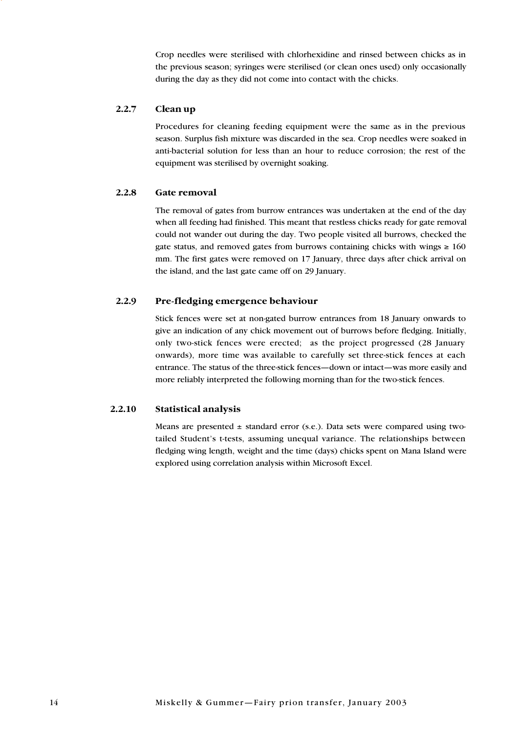Crop needles were sterilised with chlorhexidine and rinsed between chicks as in the previous season; syringes were sterilised (or clean ones used) only occasionally during the day as they did not come into contact with the chicks.

### 2.2.7 Clean up

Procedures for cleaning feeding equipment were the same as in the previous season. Surplus fish mixture was discarded in the sea. Crop needles were soaked in anti-bacterial solution for less than an hour to reduce corrosion; the rest of the equipment was sterilised by overnight soaking.

### 2.2.8 Gate removal

The removal of gates from burrow entrances was undertaken at the end of the day when all feeding had finished. This meant that restless chicks ready for gate removal could not wander out during the day. Two people visited all burrows, checked the gate status, and removed gates from burrows containing chicks with wings ≥ 160 mm. The first gates were removed on 17 January, three days after chick arrival on the island, and the last gate came off on 29 January.

### 2.2.9 Pre-fledging emergence behaviour

Stick fences were set at non-gated burrow entrances from 18 January onwards to give an indication of any chick movement out of burrows before fledging. Initially, only two-stick fences were erected; as the project progressed (28 January onwards), more time was available to carefully set three-stick fences at each entrance. The status of the three-stick fences—down or intact—was more easily and more reliably interpreted the following morning than for the two-stick fences.

### 2.2.10 Statistical analysis

Means are presented ± standard error (s.e.). Data sets were compared using two-tailed Student's t-tests, assuming unequal variance. The relationships between fledging wing length, weight and the time (days) chicks spent on Mana Island were explored using correlation analysis within Microsoft Excel.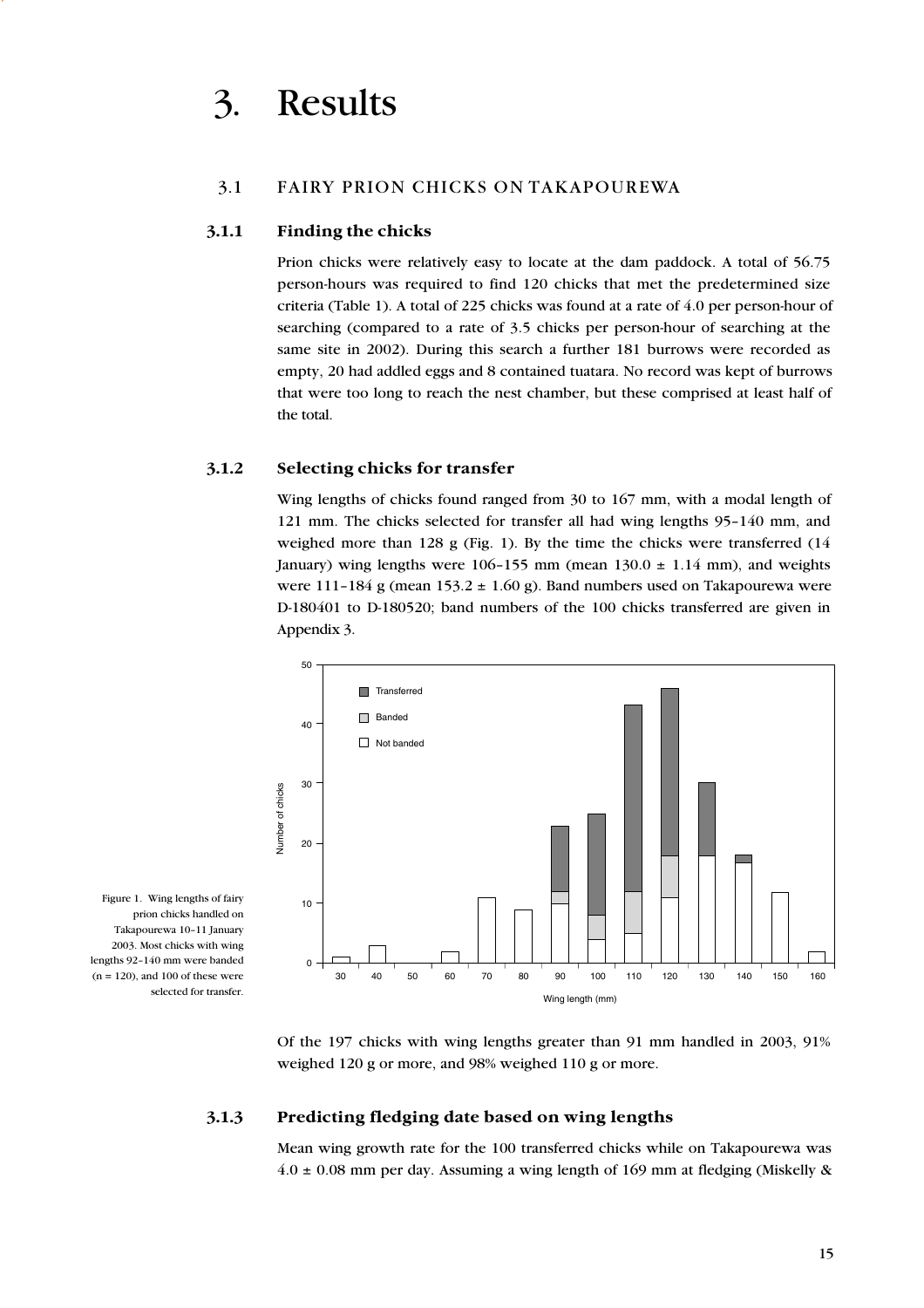# 3. Results

## 3.1 FAIRY PRION CHICKS ON TAKAPOUREWA

### 3.1.1 Finding the chicks

Prion chicks were relatively easy to locate at the dam paddock. A total of 56.75 person-hours was required to find 120 chicks that met the predetermined size criteria (Table 1). A total of 225 chicks was found at a rate of 4.0 per person-hour of searching (compared to a rate of 3.5 chicks per person-hour of searching at the same site in 2002). During this search a further 181 burrows were recorded as empty, 20 had addled eggs and 8 contained tuatara. No record was kept of burrows that were too long to reach the nest chamber, but these comprised at least half of the total.

### 3.1.2 Selecting chicks for transfer

Wing lengths of chicks found ranged from 30 to 167 mm, with a modal length of 121 mm. The chicks selected for transfer all had wing lengths 95–140 mm, and weighed more than 128 g (Fig. 1). By the time the chicks were transferred (14 January) wing lengths were 106–155 mm (mean 130.0 ± 1.14 mm), and weights were 111–184 g (mean 153.2 ± 1.60 g). Band numbers used on Takapourewa were D-180401 to D-180520; band numbers of the 100 chicks transferred are given in Appendix 3.

Figure 1. Wing lengths of fairy prion chicks handled on Takapourewa 10–11 January 2003. Most chicks with wing lengths 92–140 mm were banded (n = 120), and 100 of these were selected for transfer.

Of the 197 chicks with wing lengths greater than 91 mm handled in 2003, 91% weighed 120 g or more, and 98% weighed 110 g or more.

### 3.1.3 Predicting fledging date based on wing lengths

Mean wing growth rate for the 100 transferred chicks while on Takapourewa was 4.0 ± 0.08 mm per day. Assuming a wing length of 169 mm at fledging (Miskelly &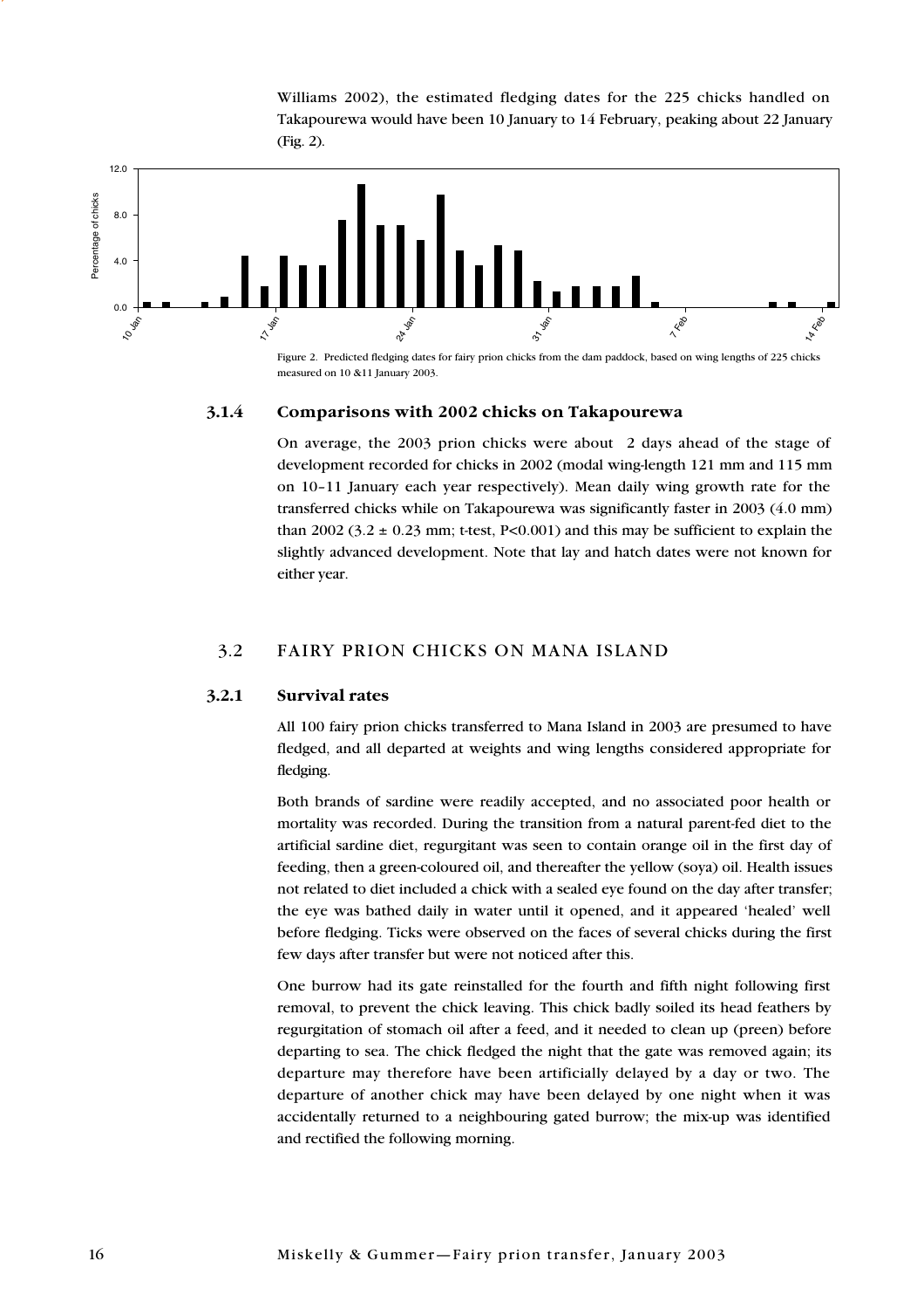Williams 2002), the estimated fledging dates for the 225 chicks handled on Takapourewa would have been 10 January to 14 February, peaking about 22 January (Fig. 2).

Figure 2. Predicted fledging dates for fairy prion chicks from the dam paddock, based on wing lengths of 225 chicks measured on 10 &11 January 2003.

### 3.1.4 Comparisons with 2002 chicks on Takapourewa

On average, the 2003 prion chicks were about 2 days ahead of the stage of development recorded for chicks in 2002 (modal wing-length 121 mm and 115 mm on 10–11 January each year respectively). Mean daily wing growth rate for the transferred chicks while on Takapourewa was significantly faster in 2003 (4.0 mm) than 2002 ($3.2 \pm 0.23$ mm; t-test, $P<0.001$) and this may be sufficient to explain the slightly advanced development. Note that lay and hatch dates were not known for either year.

## 3.2 FAIRY PRION CHICKS ON MANA ISLAND

### 3.2.1 Survival rates

All 100 fairy prion chicks transferred to Mana Island in 2003 are presumed to have fledged, and all departed at weights and wing lengths considered appropriate for fledging.

Both brands of sardine were readily accepted, and no associated poor health or mortality was recorded. During the transition from a natural parent-fed diet to the artificial sardine diet, regurgitant was seen to contain orange oil in the first day of feeding, then a green-coloured oil, and thereafter the yellow (soya) oil. Health issues not related to diet included a chick with a sealed eye found on the day after transfer; the eye was bathed daily in water until it opened, and it appeared 'healed' well before fledging. Ticks were observed on the faces of several chicks during the first few days after transfer but were not noticed after this.

One burrow had its gate reinstalled for the fourth and fifth night following first removal, to prevent the chick leaving. This chick badly soiled its head feathers by regurgitation of stomach oil after a feed, and it needed to clean up (preen) before departing to sea. The chick fledged the night that the gate was removed again; its departure may therefore have been artificially delayed by a day or two. The departure of another chick may have been delayed by one night when it was accidentally returned to a neighbouring gated burrow; the mix-up was identified and rectified the following morning.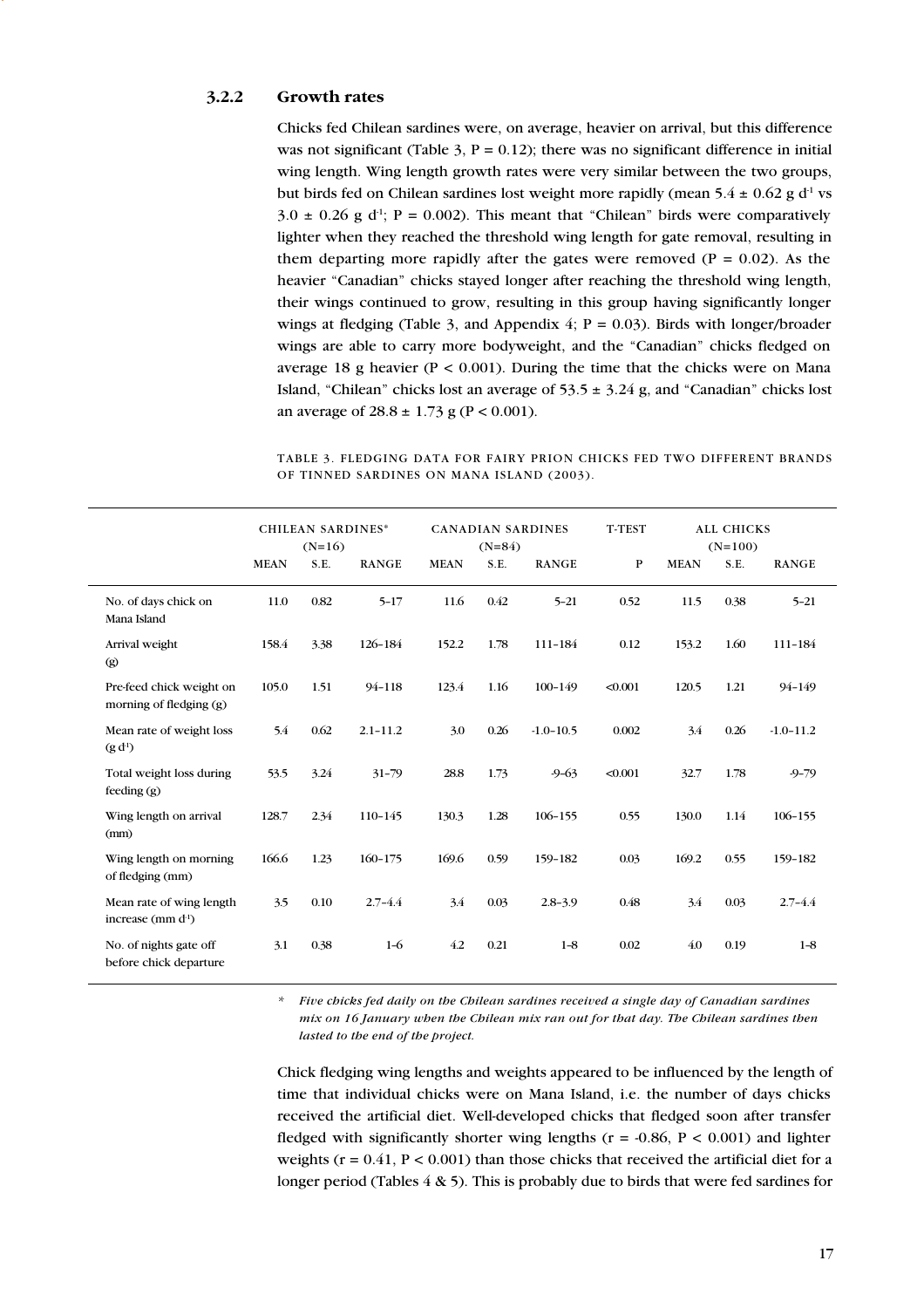### 3.2.2 Growth rates

Chicks fed Chilean sardines were, on average, heavier on arrival, but this difference was not significant (Table 3, P = 0.12); there was no significant difference in initial wing length. Wing length growth rates were very similar between the two groups, but birds fed on Chilean sardines lost weight more rapidly (mean 5.4 ± 0.62 g $d^{-1}$ vs 3.0 ± 0.26 g $d^{-1}$; P = 0.002). This meant that "Chilean" birds were comparatively lighter when they reached the threshold wing length for gate removal, resulting in them departing more rapidly after the gates were removed (P = 0.02). As the heavier "Canadian" chicks stayed longer after reaching the threshold wing length, their wings continued to grow, resulting in this group having significantly longer wings at fledging (Table 3, and Appendix 4; P = 0.03). Birds with longer/broader wings are able to carry more bodyweight, and the "Canadian" chicks fledged on average 18 g heavier (P < 0.001). During the time that the chicks were on Mana Island, "Chilean" chicks lost an average of 53.5 ± 3.24 g, and "Canadian" chicks lost an average of 28.8 ± 1.73 g (P < 0.001).

TABLE 3. FLEDGING DATA FOR FAIRY PRION CHICKS FED TWO DIFFERENT BRANDS OF TINNED SARDINES ON MANA ISLAND (2003).

| | CHILEAN SARDINES* (N=16) | | | CANADIAN SARDINES (N=84) | | | T-TEST | ALL CHICKS (N=100) | | |
|---|---|---|---|---|---|---|---|---|---|---|
| | MEAN | S.E. | RANGE | MEAN | S.E. | RANGE | P | MEAN | S.E. | RANGE |
| No. of days chick on Mana Island | 11.0 | 0.82 | 5–17 | 11.6 | 0.42 | 5–21 | 0.52 | 11.5 | 0.38 | 5–21 |
| Arrival weight (g) | 158.4 | 3.38 | 126–184 | 152.2 | 1.78 | 111–184 | 0.12 | 153.2 | 1.60 | 111–184 |
| Pre-feed chick weight on morning of fledging (g) | 105.0 | 1.51 | 94–118 | 123.4 | 1.16 | 100–149 | <0.001 | 120.5 | 1.21 | 94–149 |
| Mean rate of weight loss (g $d^{-1}$) | 5.4 | 0.62 | 2.1–11.2 | 3.0 | 0.26 | -1.0–10.5 | 0.002 | 3.4 | 0.26 | -1.0–11.2 |
| Total weight loss during feeding (g) | 53.5 | 3.24 | 31–79 | 28.8 | 1.73 | -9–63 | <0.001 | 32.7 | 1.78 | -9–79 |
| Wing length on arrival (mm) | 128.7 | 2.34 | 110–145 | 130.3 | 1.28 | 106–155 | 0.55 | 130.0 | 1.14 | 106–155 |
| Wing length on morning of fledging (mm) | 166.6 | 1.23 | 160–175 | 169.6 | 0.59 | 159–182 | 0.03 | 169.2 | 0.55 | 159–182 |
| Mean rate of wing length increase (mm $d^{-1}$) | 3.5 | 0.10 | 2.7–4.4 | 3.4 | 0.03 | 2.8–3.9 | 0.48 | 3.4 | 0.03 | 2.7–4.4 |
| No. of nights gate off before chick departure | 3.1 | 0.38 | 1–6 | 4.2 | 0.21 | 1–8 | 0.02 | 4.0 | 0.19 | 1–8 |

\* *Five chicks fed daily on the Chilean sardines received a single day of Canadian sardines mix on 16 January when the Chilean mix ran out for that day. The Chilean sardines then lasted to the end of the project.*

Chick fledging wing lengths and weights appeared to be influenced by the length of time that individual chicks were on Mana Island, i.e. the number of days chicks received the artificial diet. Well-developed chicks that fledged soon after transfer fledged with significantly shorter wing lengths (r = -0.86, P < 0.001) and lighter weights (r = 0.41, P < 0.001) than those chicks that received the artificial diet for a longer period (Tables 4 & 5). This is probably due to birds that were fed sardines for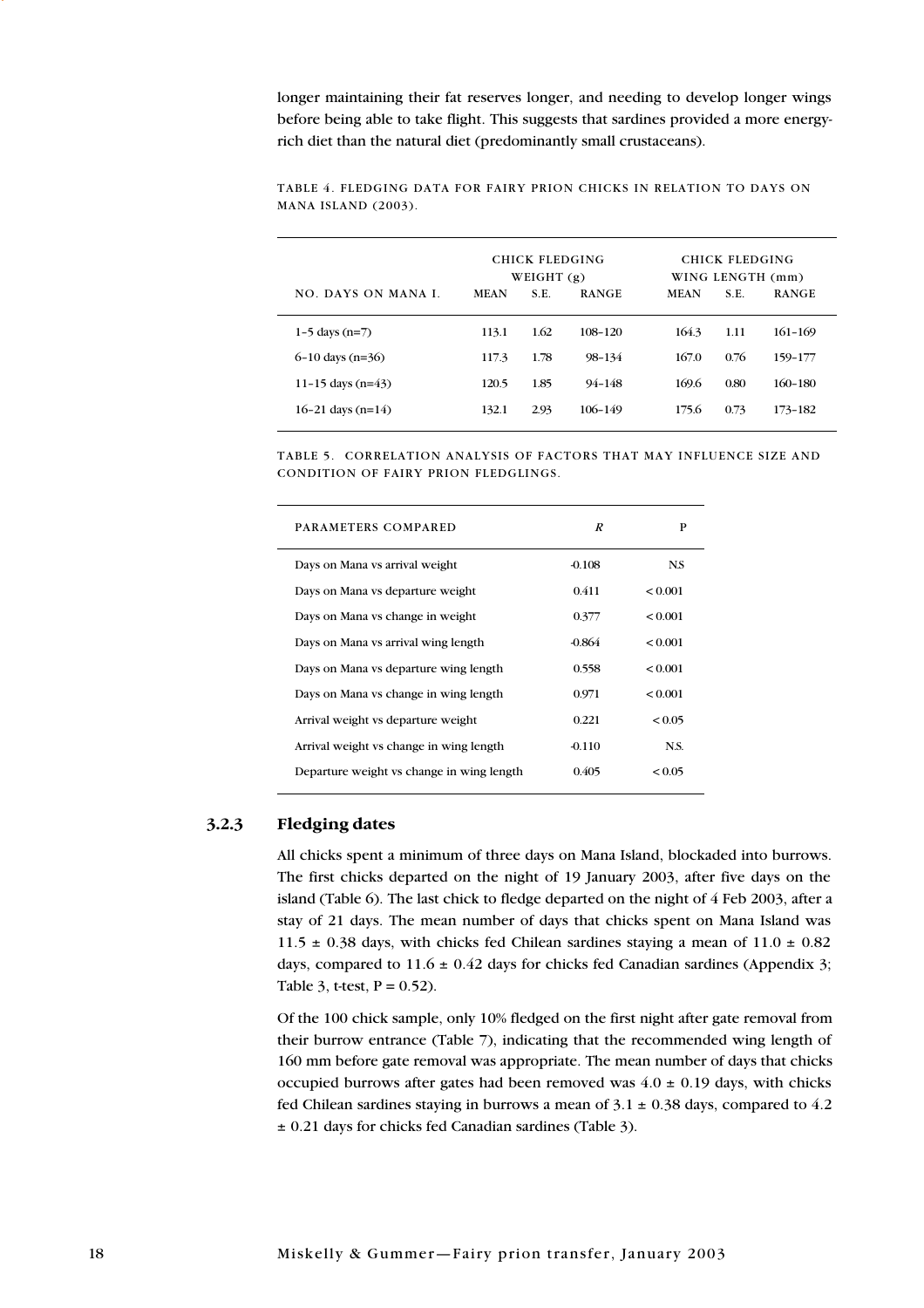longer maintaining their fat reserves longer, and needing to develop longer wings before being able to take flight. This suggests that sardines provided a more energy-rich diet than the natural diet (predominantly small crustaceans).

TABLE 4. FLEDGING DATA FOR FAIRY PRION CHICKS IN RELATION TO DAYS ON MANA ISLAND (2003).

| | CHICK FLEDGING WEIGHT (g) | | | CHICK FLEDGING WING LENGTH (mm) | | |
|---|---|---|---|---|---|---|
| NO. DAYS ON MANA I. | MEAN | S.E. | RANGE | MEAN | S.E. | RANGE |
| 1–5 days (n=7) | 113.1 | 1.62 | 108–120 | 164.3 | 1.11 | 161–169 |
| 6–10 days (n=36) | 117.3 | 1.78 | 98–134 | 167.0 | 0.76 | 159–177 |
| 11–15 days (n=43) | 120.5 | 1.85 | 94–148 | 169.6 | 0.80 | 160–180 |
| 16–21 days (n=14) | 132.1 | 2.93 | 106–149 | 175.6 | 0.73 | 173–182 |

TABLE 5. CORRELATION ANALYSIS OF FACTORS THAT MAY INFLUENCE SIZE AND CONDITION OF FAIRY PRION FLEDGLINGS.

| PARAMETERS COMPARED | *R* | P |
|---|---|---|
| Days on Mana vs arrival weight | -0.108 | N.S |
| Days on Mana vs departure weight | 0.411 | < 0.001 |
| Days on Mana vs change in weight | 0.377 | < 0.001 |
| Days on Mana vs arrival wing length | -0.864 | < 0.001 |
| Days on Mana vs departure wing length | 0.558 | < 0.001 |
| Days on Mana vs change in wing length | 0.971 | < 0.001 |
| Arrival weight vs departure weight | 0.221 | < 0.05 |
| Arrival weight vs change in wing length | -0.110 | N.S. |
| Departure weight vs change in wing length | 0.405 | < 0.05 |

### 3.2.3 Fledging dates

All chicks spent a minimum of three days on Mana Island, blockaded into burrows. The first chicks departed on the night of 19 January 2003, after five days on the island (Table 6). The last chick to fledge departed on the night of 4 Feb 2003, after a stay of 21 days. The mean number of days that chicks spent on Mana Island was 11.5 ± 0.38 days, with chicks fed Chilean sardines staying a mean of 11.0 ± 0.82 days, compared to 11.6 ± 0.42 days for chicks fed Canadian sardines (Appendix 3; Table 3, t-test, P = 0.52).

Of the 100 chick sample, only 10% fledged on the first night after gate removal from their burrow entrance (Table 7), indicating that the recommended wing length of 160 mm before gate removal was appropriate. The mean number of days that chicks occupied burrows after gates had been removed was 4.0 ± 0.19 days, with chicks fed Chilean sardines staying in burrows a mean of 3.1 ± 0.38 days, compared to 4.2 ± 0.21 days for chicks fed Canadian sardines (Table 3).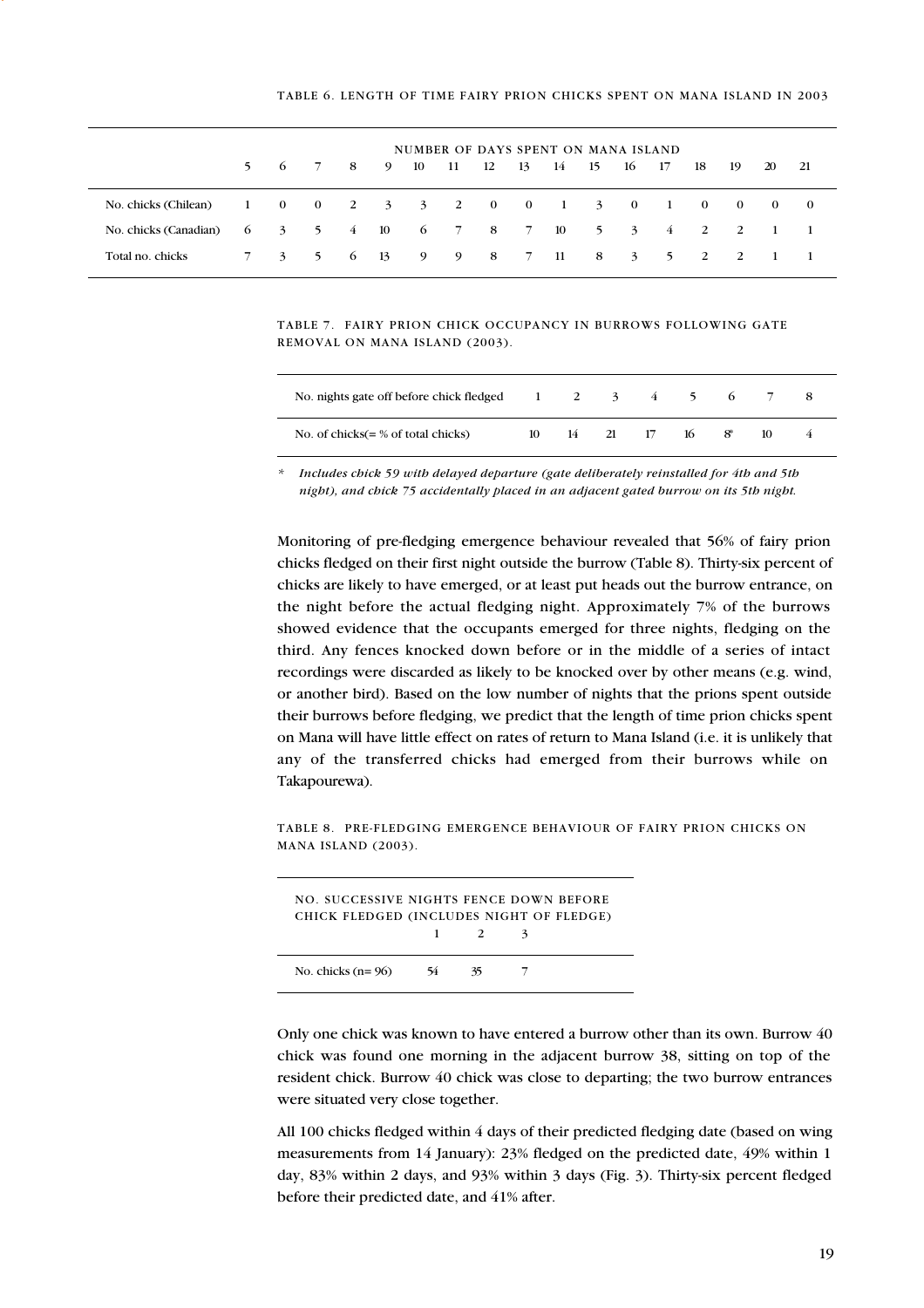TABLE 6. LENGTH OF TIME FAIRY PRION CHICKS SPENT ON MANA ISLAND IN 2003

| | NUMBER OF DAYS SPENT ON MANA ISLAND | | | | | | | | | | | | | | | | |
|---|---|---|---|---|---|---|---|---|---|---|---|---|---|---|---|---|---|
| | 5 | 6 | 7 | 8 | 9 | 10 | 11 | 12 | 13 | 14 | 15 | 16 | 17 | 18 | 19 | 20 | 21 |
| No. chicks (Chilean) | 1 | 0 | 0 | 2 | 3 | 3 | 2 | 0 | 0 | 1 | 3 | 0 | 1 | 0 | 0 | 0 | 0 |
| No. chicks (Canadian) | 6 | 3 | 5 | 4 | 10 | 6 | 7 | 8 | 7 | 10 | 5 | 3 | 4 | 2 | 2 | 1 | 1 |
| Total no. chicks | 7 | 3 | 5 | 6 | 13 | 9 | 9 | 8 | 7 | 11 | 8 | 3 | 5 | 2 | 2 | 1 | 1 |

TABLE 7. FAIRY PRION CHICK OCCUPANCY IN BURROWS FOLLOWING GATE REMOVAL ON MANA ISLAND (2003).

| No. nights gate off before chick fledged | 1 | 2 | 3 | 4 | 5 | 6 | 7 | 8 |
|---|---|---|---|---|---|---|---|---|
| No. of chicks(= % of total chicks) | 10 | 14 | 21 | 17 | 16 | 8* | 10 | 4 |

\* *Includes chick 59 with delayed departure (gate deliberately reinstalled for 4th and 5th night), and chick 75 accidentally placed in an adjacent gated burrow on its 5th night.*

Monitoring of pre-fledging emergence behaviour revealed that 56% of fairy prion chicks fledged on their first night outside the burrow (Table 8). Thirty-six percent of chicks are likely to have emerged, or at least put heads out the burrow entrance, on the night before the actual fledging night. Approximately 7% of the burrows showed evidence that the occupants emerged for three nights, fledging on the third. Any fences knocked down before or in the middle of a series of intact recordings were discarded as likely to be knocked over by other means (e.g. wind, or another bird). Based on the low number of nights that the prions spent outside their burrows before fledging, we predict that the length of time prion chicks spent on Mana will have little effect on rates of return to Mana Island (i.e. it is unlikely that any of the transferred chicks had emerged from their burrows while on Takapourewa).

TABLE 8. PRE-FLEDGING EMERGENCE BEHAVIOUR OF FAIRY PRION CHICKS ON MANA ISLAND (2003).

| | NO. SUCCESSIVE NIGHTS FENCE DOWN BEFORE CHICK FLEDGED (INCLUDES NIGHT OF FLEDGE) | | |
|---|---|---|---|
| | 1 | 2 | 3 |
| No. chicks (n= 96) | 54 | 35 | 7 |

Only one chick was known to have entered a burrow other than its own. Burrow 40 chick was found one morning in the adjacent burrow 38, sitting on top of the resident chick. Burrow 40 chick was close to departing; the two burrow entrances were situated very close together.

All 100 chicks fledged within 4 days of their predicted fledging date (based on wing measurements from 14 January): 23% fledged on the predicted date, 49% within 1 day, 83% within 2 days, and 93% within 3 days (Fig. 3). Thirty-six percent fledged before their predicted date, and 41% after.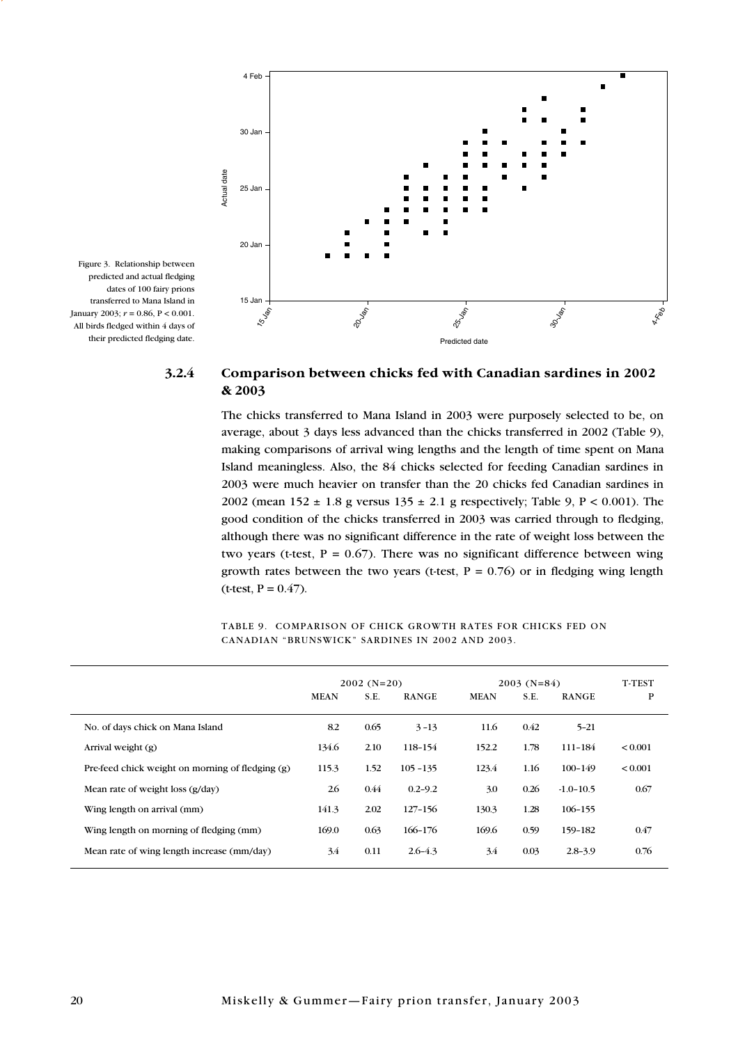Figure 3. Relationship between predicted and actual fledging dates of 100 fairy prions transferred to Mana Island in January 2003; $r = 0.86$, $P < 0.001$. All birds fledged within 4 days of their predicted fledging date.

### 3.2.4 Comparison between chicks fed with Canadian sardines in 2002 & 2003

The chicks transferred to Mana Island in 2003 were purposely selected to be, on average, about 3 days less advanced than the chicks transferred in 2002 (Table 9), making comparisons of arrival wing lengths and the length of time spent on Mana Island meaningless. Also, the 84 chicks selected for feeding Canadian sardines in 2003 were much heavier on transfer than the 20 chicks fed Canadian sardines in 2002 (mean 152 ± 1.8 g versus 135 ± 2.1 g respectively; Table 9, P < 0.001). The good condition of the chicks transferred in 2003 was carried through to fledging, although there was no significant difference in the rate of weight loss between the two years (t-test, P = 0.67). There was no significant difference between wing growth rates between the two years (t-test, P = 0.76) or in fledging wing length (t-test, P = 0.47).

TABLE 9. COMPARISON OF CHICK GROWTH RATES FOR CHICKS FED ON CANADIAN "BRUNSWICK" SARDINES IN 2002 AND 2003.

| | 2002 (N=20) | | | 2003 (N=84) | | | T-TEST |
|---|---|---|---|---|---|---|---|
| | MEAN | S.E. | RANGE | MEAN | S.E. | RANGE | P |
| No. of days chick on Mana Island | 8.2 | 0.65 | 3–13 | 11.6 | 0.42 | 5–21 | |
| Arrival weight (g) | 134.6 | 2.10 | 118–154 | 152.2 | 1.78 | 111–184 | < 0.001 |
| Pre-feed chick weight on morning of fledging (g) | 115.3 | 1.52 | 105–135 | 123.4 | 1.16 | 100–149 | < 0.001 |
| Mean rate of weight loss (g/day) | 2.6 | 0.44 | 0.2–9.2 | 3.0 | 0.26 | -1.0–10.5 | 0.67 |
| Wing length on arrival (mm) | 141.3 | 2.02 | 127–156 | 130.3 | 1.28 | 106–155 | |
| Wing length on morning of fledging (mm) | 169.0 | 0.63 | 166–176 | 169.6 | 0.59 | 159–182 | 0.47 |
| Mean rate of wing length increase (mm/day) | 3.4 | 0.11 | 2.6–4.3 | 3.4 | 0.03 | 2.8–3.9 | 0.76 |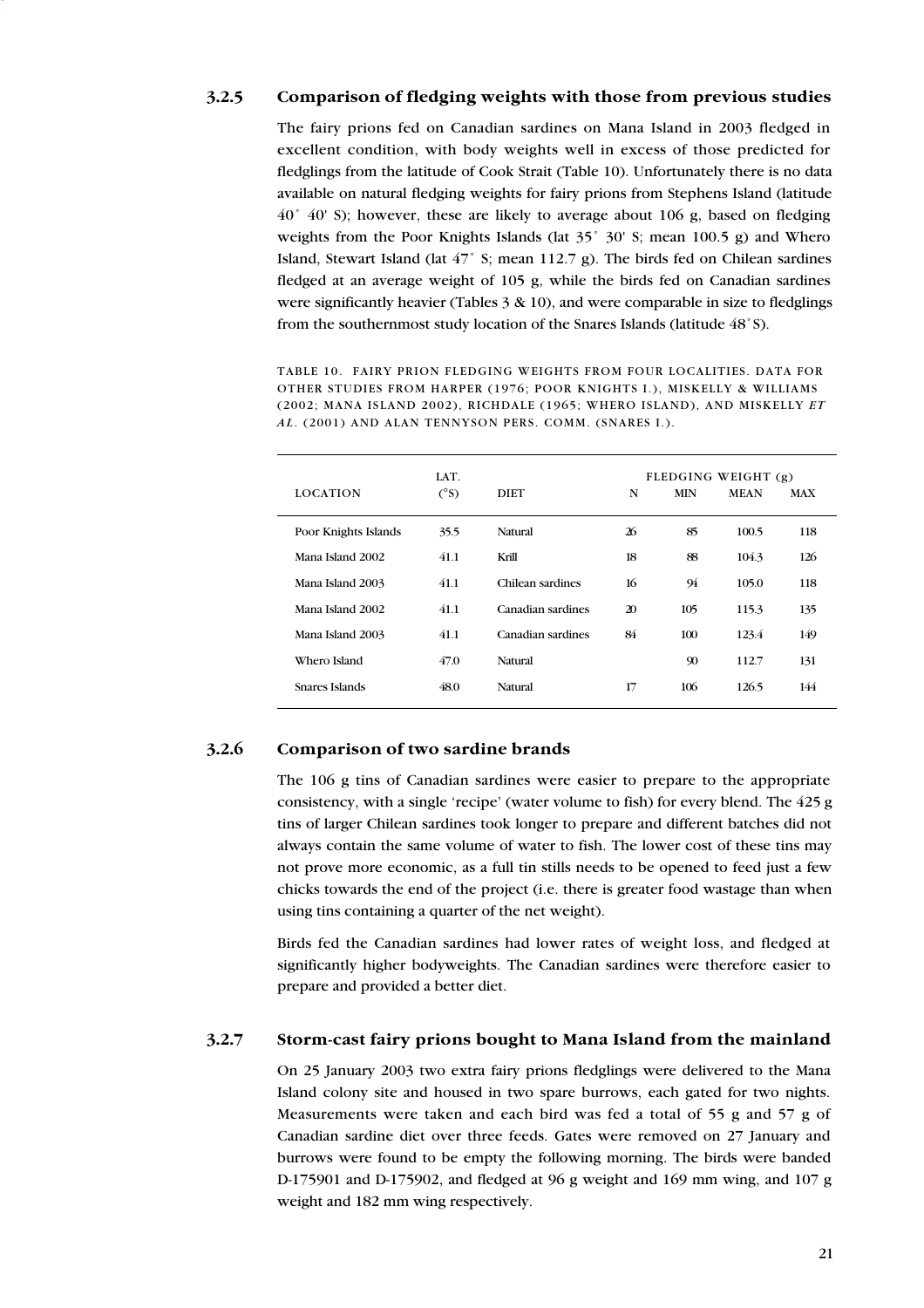### 3.2.5 Comparison of fledging weights with those from previous studies

The fairy prions fed on Canadian sardines on Mana Island in 2003 fledged in excellent condition, with body weights well in excess of those predicted for fledglings from the latitude of Cook Strait (Table 10). Unfortunately there is no data available on natural fledging weights for fairy prions from Stephens Island (latitude 40˚ 40' S); however, these are likely to average about 106 g, based on fledging weights from the Poor Knights Islands (lat 35˚ 30' S; mean 100.5 g) and Whero Island, Stewart Island (lat 47˚ S; mean 112.7 g). The birds fed on Chilean sardines fledged at an average weight of 105 g, while the birds fed on Canadian sardines were significantly heavier (Tables 3 & 10), and were comparable in size to fledglings from the southernmost study location of the Snares Islands (latitude 48˚S).

TABLE 10. FAIRY PRION FLEDGING WEIGHTS FROM FOUR LOCALITIES. DATA FOR OTHER STUDIES FROM HARPER (1976; POOR KNIGHTS I.), MISKELLY & WILLIAMS (2002; MANA ISLAND 2002), RICHDALE (1965; WHERO ISLAND), AND MISKELLY *ET AL*. (2001) AND ALAN TENNYSON PERS. COMM. (SNARES I.).

| LOCATION | LAT. (˚S) | DIET | FLEDGING WEIGHT (g) | | | |
|---|---|---|---|---|---|---|
| | | | N | MIN | MEAN | MAX |
| Poor Knights Islands | 35.5 | Natural | 26 | 85 | 100.5 | 118 |
| Mana Island 2002 | 41.1 | Krill | 18 | 88 | 104.3 | 126 |
| Mana Island 2003 | 41.1 | Chilean sardines | 16 | 94 | 105.0 | 118 |
| Mana Island 2002 | 41.1 | Canadian sardines | 20 | 105 | 115.3 | 135 |
| Mana Island 2003 | 41.1 | Canadian sardines | 84 | 100 | 123.4 | 149 |
| Whero Island | 47.0 | Natural | | 90 | 112.7 | 131 |
| Snares Islands | 48.0 | Natural | 17 | 106 | 126.5 | 144 |

### 3.2.6 Comparison of two sardine brands

The 106 g tins of Canadian sardines were easier to prepare to the appropriate consistency, with a single 'recipe' (water volume to fish) for every blend. The 425 g tins of larger Chilean sardines took longer to prepare and different batches did not always contain the same volume of water to fish. The lower cost of these tins may not prove more economic, as a full tin stills needs to be opened to feed just a few chicks towards the end of the project (i.e. there is greater food wastage than when using tins containing a quarter of the net weight).

Birds fed the Canadian sardines had lower rates of weight loss, and fledged at significantly higher bodyweights. The Canadian sardines were therefore easier to prepare and provided a better diet.

### 3.2.7 Storm-cast fairy prions bought to Mana Island from the mainland

On 25 January 2003 two extra fairy prions fledglings were delivered to the Mana Island colony site and housed in two spare burrows, each gated for two nights. Measurements were taken and each bird was fed a total of 55 g and 57 g of Canadian sardine diet over three feeds. Gates were removed on 27 January and burrows were found to be empty the following morning. The birds were banded D-175901 and D-175902, and fledged at 96 g weight and 169 mm wing, and 107 g weight and 182 mm wing respectively.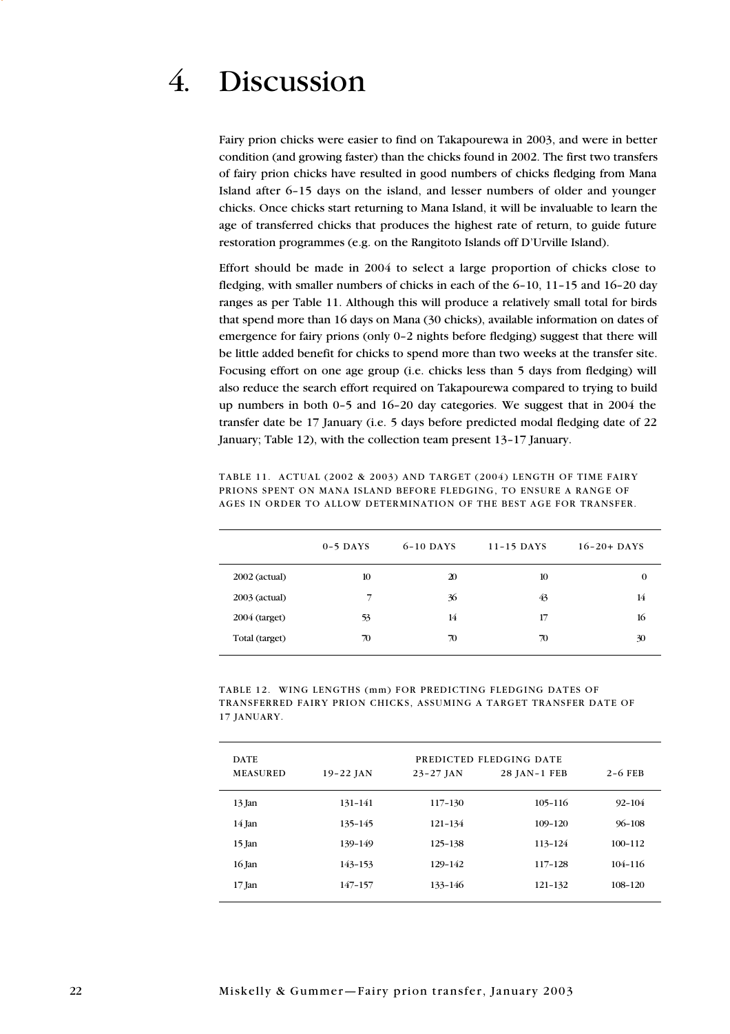# 4. Discussion

Fairy prion chicks were easier to find on Takapourewa in 2003, and were in better condition (and growing faster) than the chicks found in 2002. The first two transfers of fairy prion chicks have resulted in good numbers of chicks fledging from Mana Island after 6–15 days on the island, and lesser numbers of older and younger chicks. Once chicks start returning to Mana Island, it will be invaluable to learn the age of transferred chicks that produces the highest rate of return, to guide future restoration programmes (e.g. on the Rangitoto Islands off D'Urville Island).

Effort should be made in 2004 to select a large proportion of chicks close to fledging, with smaller numbers of chicks in each of the 6–10, 11–15 and 16–20 day ranges as per Table 11. Although this will produce a relatively small total for birds that spend more than 16 days on Mana (30 chicks), available information on dates of emergence for fairy prions (only 0–2 nights before fledging) suggest that there will be little added benefit for chicks to spend more than two weeks at the transfer site. Focusing effort on one age group (i.e. chicks less than 5 days from fledging) will also reduce the search effort required on Takapourewa compared to trying to build up numbers in both 0–5 and 16–20 day categories. We suggest that in 2004 the transfer date be 17 January (i.e. 5 days before predicted modal fledging date of 22 January; Table 12), with the collection team present 13–17 January.

TABLE 11. ACTUAL (2002 & 2003) AND TARGET (2004) LENGTH OF TIME FAIRY PRIONS SPENT ON MANA ISLAND BEFORE FLEDGING, TO ENSURE A RANGE OF AGES IN ORDER TO ALLOW DETERMINATION OF THE BEST AGE FOR TRANSFER.

| | 0–5 DAYS | 6–10 DAYS | 11–15 DAYS | 16–20+ DAYS |
|---|---|---|---|---|
| 2002 (actual) | 10 | 20 | 10 | 0 |
| 2003 (actual) | 7 | 36 | 43 | 14 |
| 2004 (target) | 53 | 14 | 17 | 16 |
| Total (target) | 70 | 70 | 70 | 30 |

TABLE 12. WING LENGTHS (mm) FOR PREDICTING FLEDGING DATES OF TRANSFERRED FAIRY PRION CHICKS, ASSUMING A TARGET TRANSFER DATE OF 17 JANUARY.

| DATE MEASURED | PREDICTED FLEDGING DATE | | | |
|---|---|---|---|---|
| | 19–22 JAN | 23–27 JAN | 28 JAN–1 FEB | 2–6 FEB |
| 13 Jan | 131–141 | 117–130 | 105–116 | 92–104 |
| 14 Jan | 135–145 | 121–134 | 109–120 | 96–108 |
| 15 Jan | 139–149 | 125–138 | 113–124 | 100–112 |
| 16 Jan | 143–153 | 129–142 | 117–128 | 104–116 |
| 17 Jan | 147–157 | 133–146 | 121–132 | 108–120 |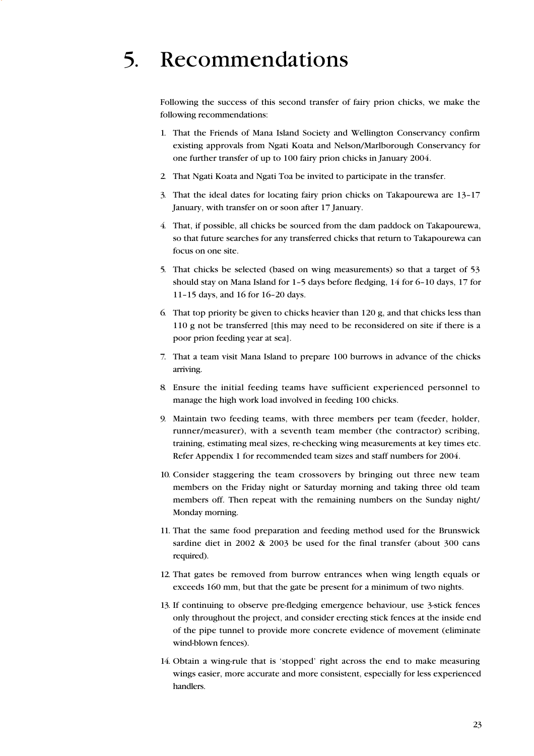# 5. Recommendations

Following the success of this second transfer of fairy prion chicks, we make the following recommendations:

1. That the Friends of Mana Island Society and Wellington Conservancy confirm existing approvals from Ngati Koata and Nelson/Marlborough Conservancy for one further transfer of up to 100 fairy prion chicks in January 2004.
2. That Ngati Koata and Ngati Toa be invited to participate in the transfer.
3. That the ideal dates for locating fairy prion chicks on Takapourewa are 13–17 January, with transfer on or soon after 17 January.
4. That, if possible, all chicks be sourced from the dam paddock on Takapourewa, so that future searches for any transferred chicks that return to Takapourewa can focus on one site.
5. That chicks be selected (based on wing measurements) so that a target of 53 should stay on Mana Island for 1–5 days before fledging, 14 for 6–10 days, 17 for 11–15 days, and 16 for 16–20 days.
6. That top priority be given to chicks heavier than 120 g, and that chicks less than 110 g not be transferred [this may need to be reconsidered on site if there is a poor prion feeding year at sea].
7. That a team visit Mana Island to prepare 100 burrows in advance of the chicks arriving.
8. Ensure the initial feeding teams have sufficient experienced personnel to manage the high work load involved in feeding 100 chicks.
9. Maintain two feeding teams, with three members per team (feeder, holder, runner/measurer), with a seventh team member (the contractor) scribing, training, estimating meal sizes, re-checking wing measurements at key times etc. Refer Appendix 1 for recommended team sizes and staff numbers for 2004.
10. Consider staggering the team crossovers by bringing out three new team members on the Friday night or Saturday morning and taking three old team members off. Then repeat with the remaining numbers on the Sunday night/ Monday morning.
11. That the same food preparation and feeding method used for the Brunswick sardine diet in 2002 & 2003 be used for the final transfer (about 300 cans required).
12. That gates be removed from burrow entrances when wing length equals or exceeds 160 mm, but that the gate be present for a minimum of two nights.
13. If continuing to observe pre-fledging emergence behaviour, use 3-stick fences only throughout the project, and consider erecting stick fences at the inside end of the pipe tunnel to provide more concrete evidence of movement (eliminate wind-blown fences).
14. Obtain a wing-rule that is 'stopped' right across the end to make measuring wings easier, more accurate and more consistent, especially for less experienced handlers.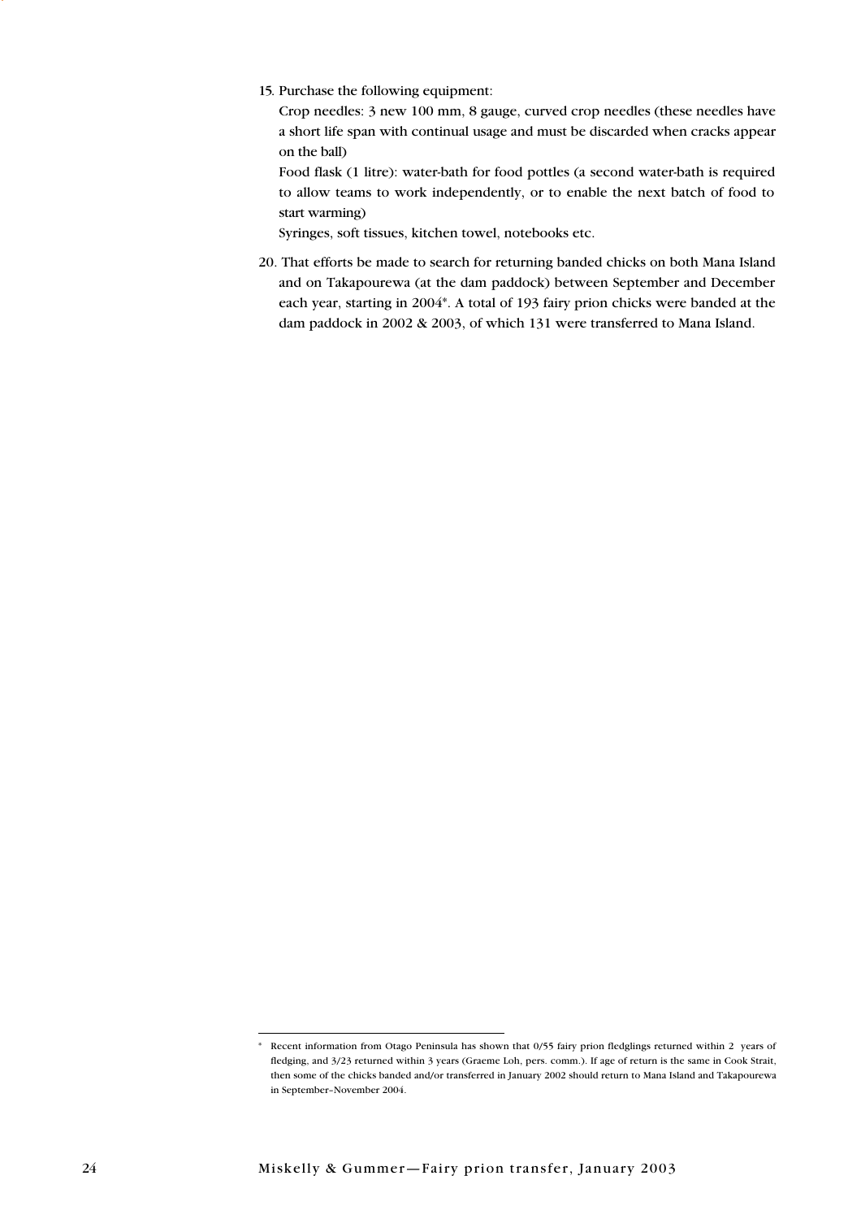15. Purchase the following equipment:

    Crop needles: 3 new 100 mm, 8 gauge, curved crop needles (these needles have a short life span with continual usage and must be discarded when cracks appear on the ball)

    Food flask (1 litre): water-bath for food pottles (a second water-bath is required to allow teams to work independently, or to enable the next batch of food to start warming)

    Syringes, soft tissues, kitchen towel, notebooks etc.

20. That efforts be made to search for returning banded chicks on both Mana Island and on Takapourewa (at the dam paddock) between September and December each year, starting in 2004*. A total of 193 fairy prion chicks were banded at the dam paddock in 2002 & 2003, of which 131 were transferred to Mana Island.

---

\* Recent information from Otago Peninsula has shown that 0/55 fairy prion fledglings returned within 2 years of fledging, and 3/23 returned within 3 years (Graeme Loh, pers. comm.). If age of return is the same in Cook Strait, then some of the chicks banded and/or transferred in January 2002 should return to Mana Island and Takapourewa in September–November 2004.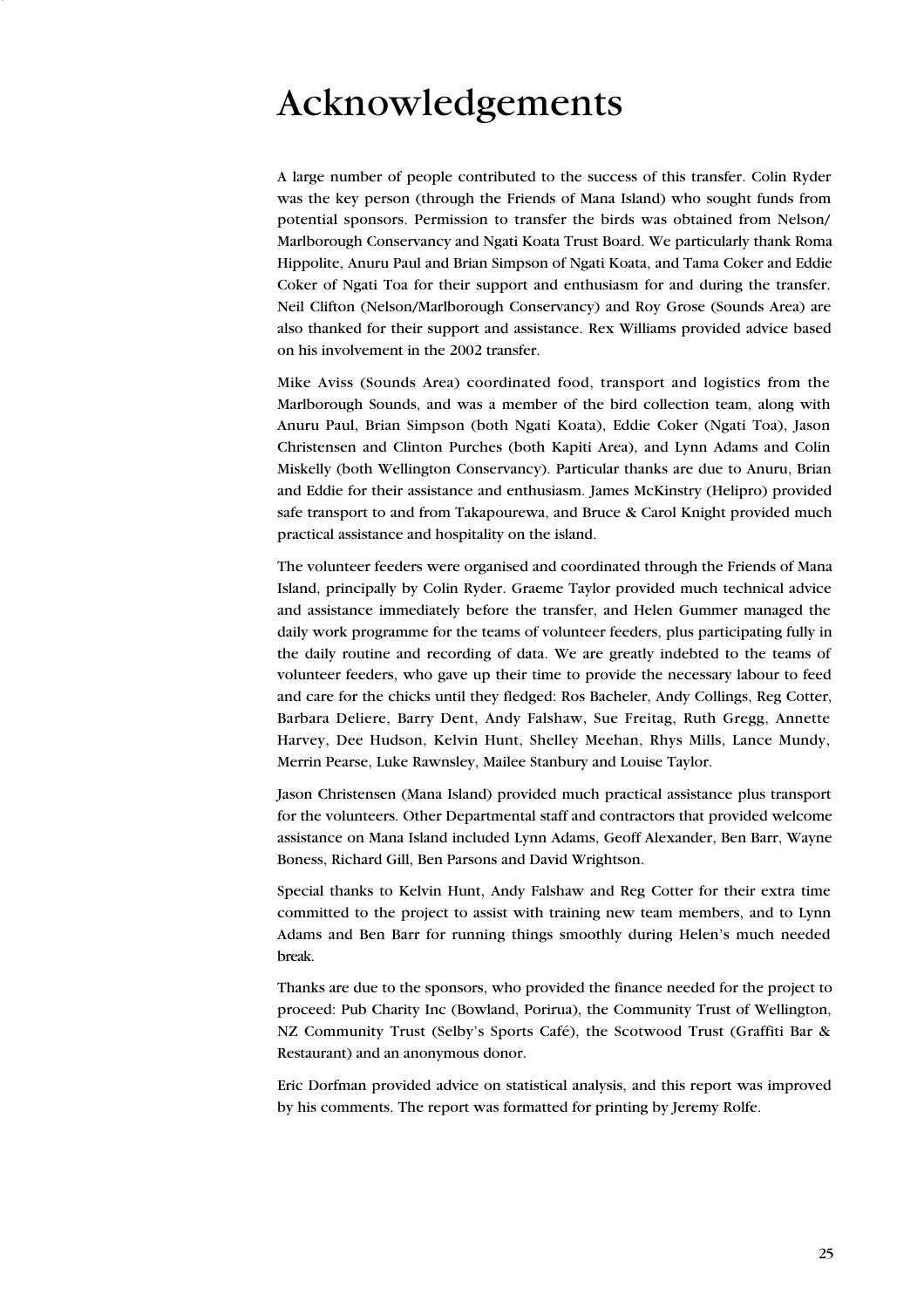# Acknowledgements

A large number of people contributed to the success of this transfer. Colin Ryder was the key person (through the Friends of Mana Island) who sought funds from potential sponsors. Permission to transfer the birds was obtained from Nelson/Marlborough Conservancy and Ngati Koata Trust Board. We particularly thank Roma Hippolite, Anuru Paul and Brian Simpson of Ngati Koata, and Tama Coker and Eddie Coker of Ngati Toa for their support and enthusiasm for and during the transfer. Neil Clifton (Nelson/Marlborough Conservancy) and Roy Grose (Sounds Area) are also thanked for their support and assistance. Rex Williams provided advice based on his involvement in the 2002 transfer.

Mike Aviss (Sounds Area) coordinated food, transport and logistics from the Marlborough Sounds, and was a member of the bird collection team, along with Anuru Paul, Brian Simpson (both Ngati Koata), Eddie Coker (Ngati Toa), Jason Christensen and Clinton Purches (both Kapiti Area), and Lynn Adams and Colin Miskelly (both Wellington Conservancy). Particular thanks are due to Anuru, Brian and Eddie for their assistance and enthusiasm. James McKinstry (Helipro) provided safe transport to and from Takapourewa, and Bruce & Carol Knight provided much practical assistance and hospitality on the island.

The volunteer feeders were organised and coordinated through the Friends of Mana Island, principally by Colin Ryder. Graeme Taylor provided much technical advice and assistance immediately before the transfer, and Helen Gummer managed the daily work programme for the teams of volunteer feeders, plus participating fully in the daily routine and recording of data. We are greatly indebted to the teams of volunteer feeders, who gave up their time to provide the necessary labour to feed and care for the chicks until they fledged: Ros Bacheler, Andy Collings, Reg Cotter, Barbara Deliere, Barry Dent, Andy Falshaw, Sue Freitag, Ruth Gregg, Annette Harvey, Dee Hudson, Kelvin Hunt, Shelley Meehan, Rhys Mills, Lance Mundy, Merrin Pearse, Luke Rawnsley, Mailee Stanbury and Louise Taylor.

Jason Christensen (Mana Island) provided much practical assistance plus transport for the volunteers. Other Departmental staff and contractors that provided welcome assistance on Mana Island included Lynn Adams, Geoff Alexander, Ben Barr, Wayne Boness, Richard Gill, Ben Parsons and David Wrightson.

Special thanks to Kelvin Hunt, Andy Falshaw and Reg Cotter for their extra time committed to the project to assist with training new team members, and to Lynn Adams and Ben Barr for running things smoothly during Helen's much needed break.

Thanks are due to the sponsors, who provided the finance needed for the project to proceed: Pub Charity Inc (Bowland, Porirua), the Community Trust of Wellington, NZ Community Trust (Selby's Sports Café), the Scotwood Trust (Graffiti Bar & Restaurant) and an anonymous donor.

Eric Dorfman provided advice on statistical analysis, and this report was improved by his comments. The report was formatted for printing by Jeremy Rolfe.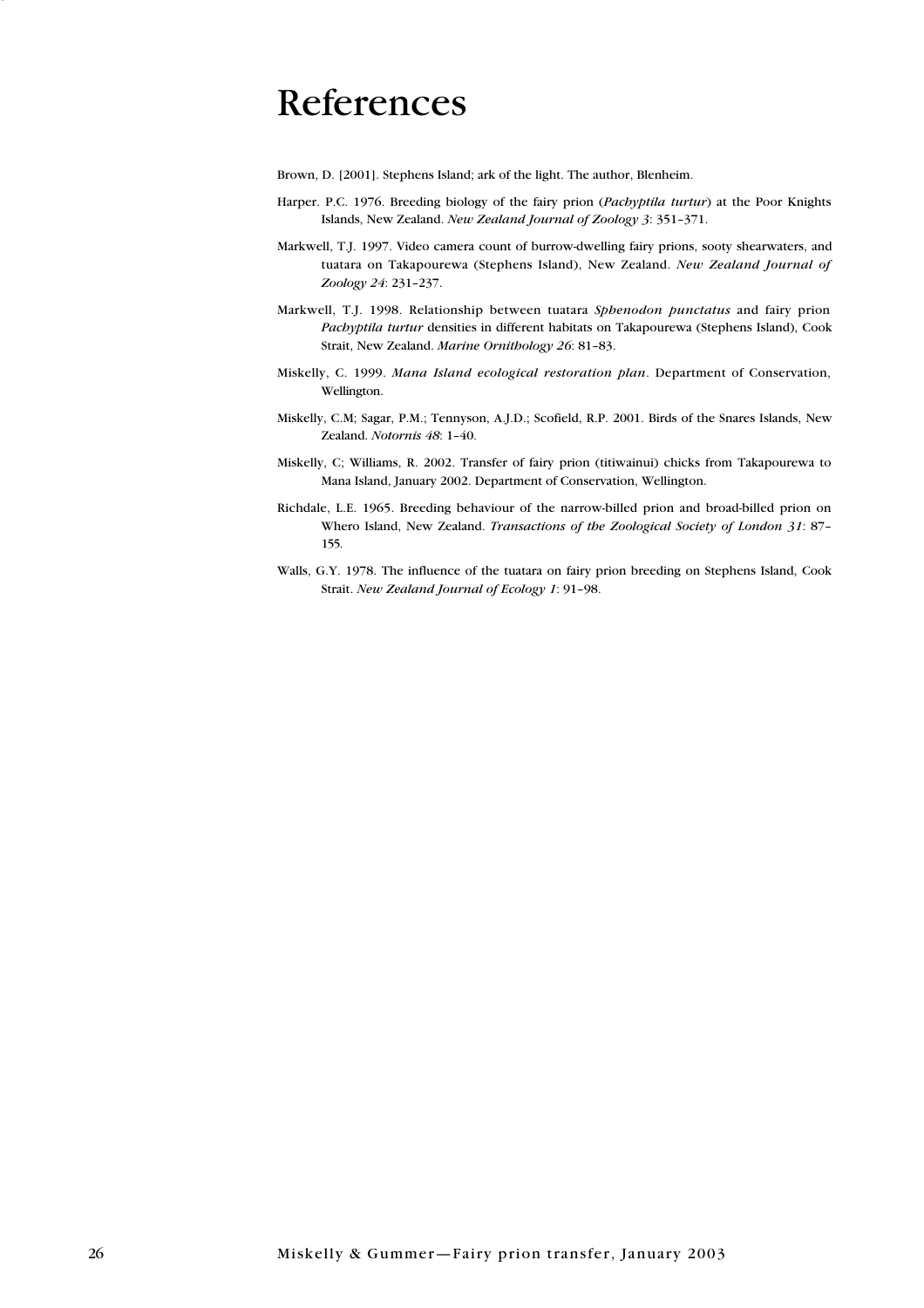# References

Brown, D. [2001]. Stephens Island; ark of the light. The author, Blenheim.

Harper. P.C. 1976. Breeding biology of the fairy prion (*Pachyptila turtur*) at the Poor Knights Islands, New Zealand. *New Zealand Journal of Zoology 3*: 351–371.

Markwell, T.J. 1997. Video camera count of burrow-dwelling fairy prions, sooty shearwaters, and tuatara on Takapourewa (Stephens Island), New Zealand. *New Zealand Journal of Zoology 24*: 231–237.

Markwell, T.J. 1998. Relationship between tuatara *Sphenodon punctatus* and fairy prion *Pachyptila turtur* densities in different habitats on Takapourewa (Stephens Island), Cook Strait, New Zealand. *Marine Ornithology 26*: 81–83.

Miskelly, C. 1999. *Mana Island ecological restoration plan*. Department of Conservation, Wellington.

Miskelly, C.M; Sagar, P.M.; Tennyson, A.J.D.; Scofield, R.P. 2001. Birds of the Snares Islands, New Zealand. *Notornis 48*: 1–40.

Miskelly, C; Williams, R. 2002. Transfer of fairy prion (titiwainui) chicks from Takapourewa to Mana Island, January 2002. Department of Conservation, Wellington.

Richdale, L.E. 1965. Breeding behaviour of the narrow-billed prion and broad-billed prion on Whero Island, New Zealand. *Transactions of the Zoological Society of London 31*: 87–155.

Walls, G.Y. 1978. The influence of the tuatara on fairy prion breeding on Stephens Island, Cook Strait. *New Zealand Journal of Ecology 1*: 91–98.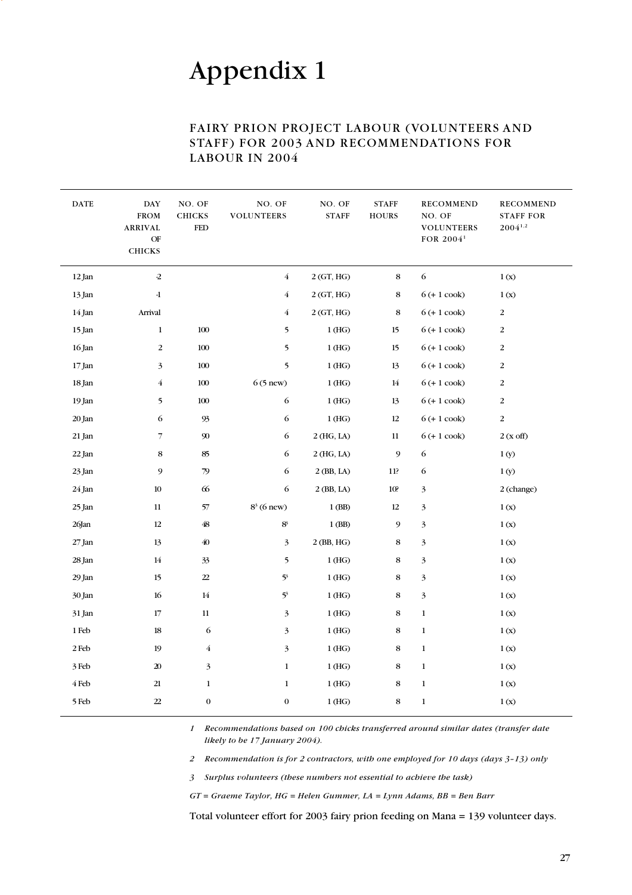# Appendix 1

## FAIRY PRION PROJECT LABOUR (VOLUNTEERS AND STAFF) FOR 2003 AND RECOMMENDATIONS FOR LABOUR IN 2004

| DATE | DAY FROM ARRIVAL OF CHICKS | NO. OF CHICKS FED | NO. OF VOLUNTEERS | NO. OF STAFF | STAFF HOURS | RECOMMEND NO. OF VOLUNTEERS FOR 2004[1] | RECOMMEND STAFF FOR 2004[1,2] |
|---|---|---|---|---|---|---|---|
| 12 Jan | -2 | | 4 | 2 (GT, HG) | 8 | 6 | 1 (x) |
| 13 Jan | -1 | | 4 | 2 (GT, HG) | 8 | 6 (+ 1 cook) | 1 (x) |
| 14 Jan | Arrival | | 4 | 2 (GT, HG) | 8 | 6 (+ 1 cook) | 2 |
| 15 Jan | 1 | 100 | 5 | 1 (HG) | 15 | 6 (+ 1 cook) | 2 |
| 16 Jan | 2 | 100 | 5 | 1 (HG) | 15 | 6 (+ 1 cook) | 2 |
| 17 Jan | 3 | 100 | 5 | 1 (HG) | 13 | 6 (+ 1 cook) | 2 |
| 18 Jan | 4 | 100 | 6 (5 new) | 1 (HG) | 14 | 6 (+ 1 cook) | 2 |
| 19 Jan | 5 | 100 | 6 | 1 (HG) | 13 | 6 (+ 1 cook) | 2 |
| 20 Jan | 6 | 93 | 6 | 1 (HG) | 12 | 6 (+ 1 cook) | 2 |
| 21 Jan | 7 | 90 | 6 | 2 (HG, LA) | 11 | 6 (+ 1 cook) | 2 (x off) |
| 22 Jan | 8 | 85 | 6 | 2 (HG, LA) | 9 | 6 | 1 (y) |
| 23 Jan | 9 | 79 | 6 | 2 (BB, LA) | 11? | 6 | 1 (y) |
| 24 Jan | 10 | 66 | 6 | 2 (BB, LA) | 10? | 3 | 2 (change) |
| 25 Jan | 11 | 57 | 8[3] (6 new) | 1 (BB) | 12 | 3 | 1 (x) |
| 26Jan | 12 | 48 | 8[3] | 1 (BB) | 9 | 3 | 1 (x) |
| 27 Jan | 13 | 40 | 3 | 2 (BB, HG) | 8 | 3 | 1 (x) |
| 28 Jan | 14 | 33 | 5 | 1 (HG) | 8 | 3 | 1 (x) |
| 29 Jan | 15 | 22 | 5[3] | 1 (HG) | 8 | 3 | 1 (x) |
| 30 Jan | 16 | 14 | 5[3] | 1 (HG) | 8 | 3 | 1 (x) |
| 31 Jan | 17 | 11 | 3 | 1 (HG) | 8 | 1 | 1 (x) |
| 1 Feb | 18 | 6 | 3 | 1 (HG) | 8 | 1 | 1 (x) |
| 2 Feb | 19 | 4 | 3 | 1 (HG) | 8 | 1 | 1 (x) |
| 3 Feb | 20 | 3 | 1 | 1 (HG) | 8 | 1 | 1 (x) |
| 4 Feb | 21 | 1 | 1 | 1 (HG) | 8 | 1 | 1 (x) |
| 5 Feb | 22 | 0 | 0 | 1 (HG) | 8 | 1 | 1 (x) |

*1 Recommendations based on 100 chicks transferred around similar dates (transfer date likely to be 17 January 2004).*

*2 Recommendation is for 2 contractors, with one employed for 10 days (days 3–13) only*

*3 Surplus volunteers (these numbers not essential to achieve the task)*

*GT = Graeme Taylor, HG = Helen Gummer, LA = Lynn Adams, BB = Ben Barr*

Total volunteer effort for 2003 fairy prion feeding on Mana = 139 volunteer days.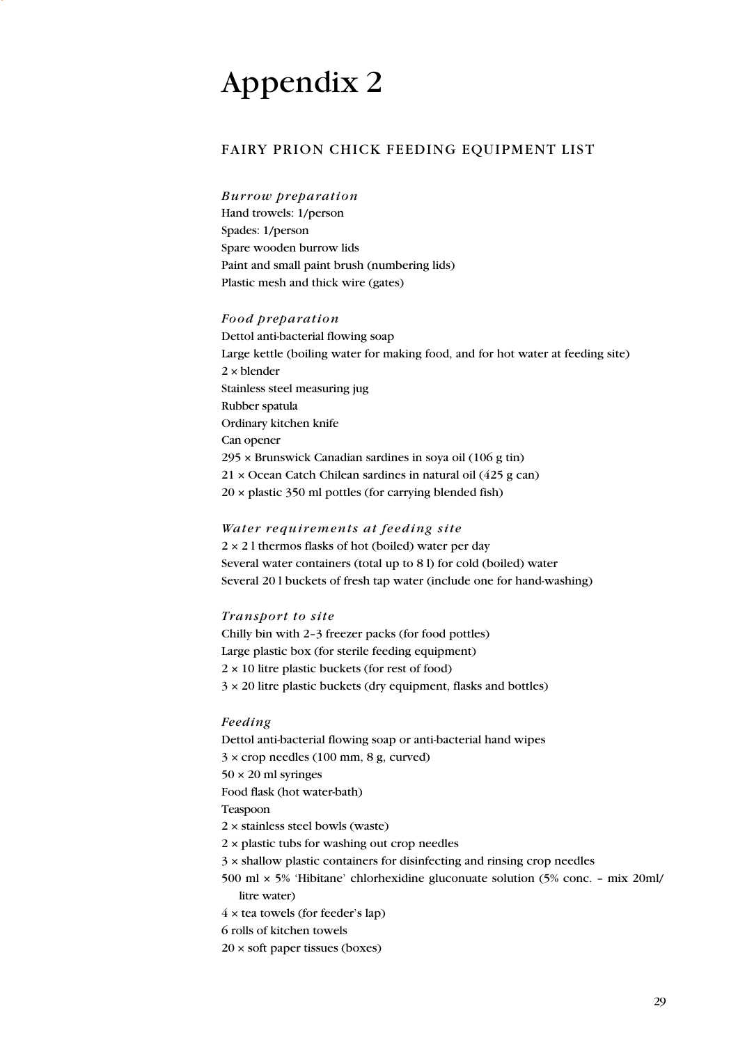# Appendix 2

## FAIRY PRION CHICK FEEDING EQUIPMENT LIST

*Burrow preparation*

Hand trowels: 1/person
Spades: 1/person
Spare wooden burrow lids
Paint and small paint brush (numbering lids)
Plastic mesh and thick wire (gates)

*Food preparation*

Dettol anti-bacterial flowing soap
Large kettle (boiling water for making food, and for hot water at feeding site)
2 × blender
Stainless steel measuring jug
Rubber spatula
Ordinary kitchen knife
Can opener
295 × Brunswick Canadian sardines in soya oil (106 g tin)
21 × Ocean Catch Chilean sardines in natural oil (425 g can)
20 × plastic 350 ml pottles (for carrying blended fish)

*Water requirements at feeding site*

2 × 2 l thermos flasks of hot (boiled) water per day
Several water containers (total up to 8 l) for cold (boiled) water
Several 20 l buckets of fresh tap water (include one for hand-washing)

*Transport to site*

Chilly bin with 2–3 freezer packs (for food pottles)
Large plastic box (for sterile feeding equipment)
2 × 10 litre plastic buckets (for rest of food)
3 × 20 litre plastic buckets (dry equipment, flasks and bottles)

*Feeding*

Dettol anti-bacterial flowing soap or anti-bacterial hand wipes
3 × crop needles (100 mm, 8 g, curved)
50 × 20 ml syringes
Food flask (hot water-bath)
Teaspoon
2 × stainless steel bowls (waste)
2 × plastic tubs for washing out crop needles
3 × shallow plastic containers for disinfecting and rinsing crop needles
500 ml × 5% 'Hibitane' chlorhexidine gluconuate solution (5% conc. – mix 20ml/litre water)
4 × tea towels (for feeder's lap)
6 rolls of kitchen towels
20 × soft paper tissues (boxes)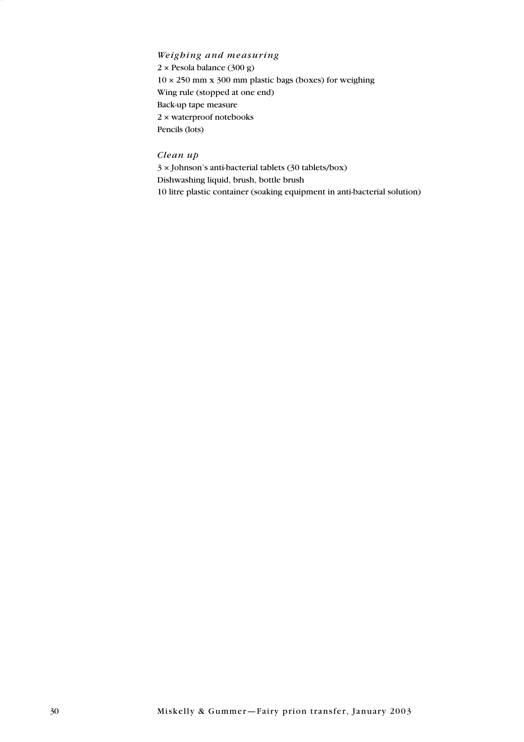*Weighing and measuring*

2 × Pesola balance (300 g)
10 × 250 mm x 300 mm plastic bags (boxes) for weighing
Wing rule (stopped at one end)
Back-up tape measure
2 × waterproof notebooks
Pencils (lots)

*Clean up*

3 × Johnson's anti-bacterial tablets (30 tablets/box)
Dishwashing liquid, brush, bottle brush
10 litre plastic container (soaking equipment in anti-bacterial solution)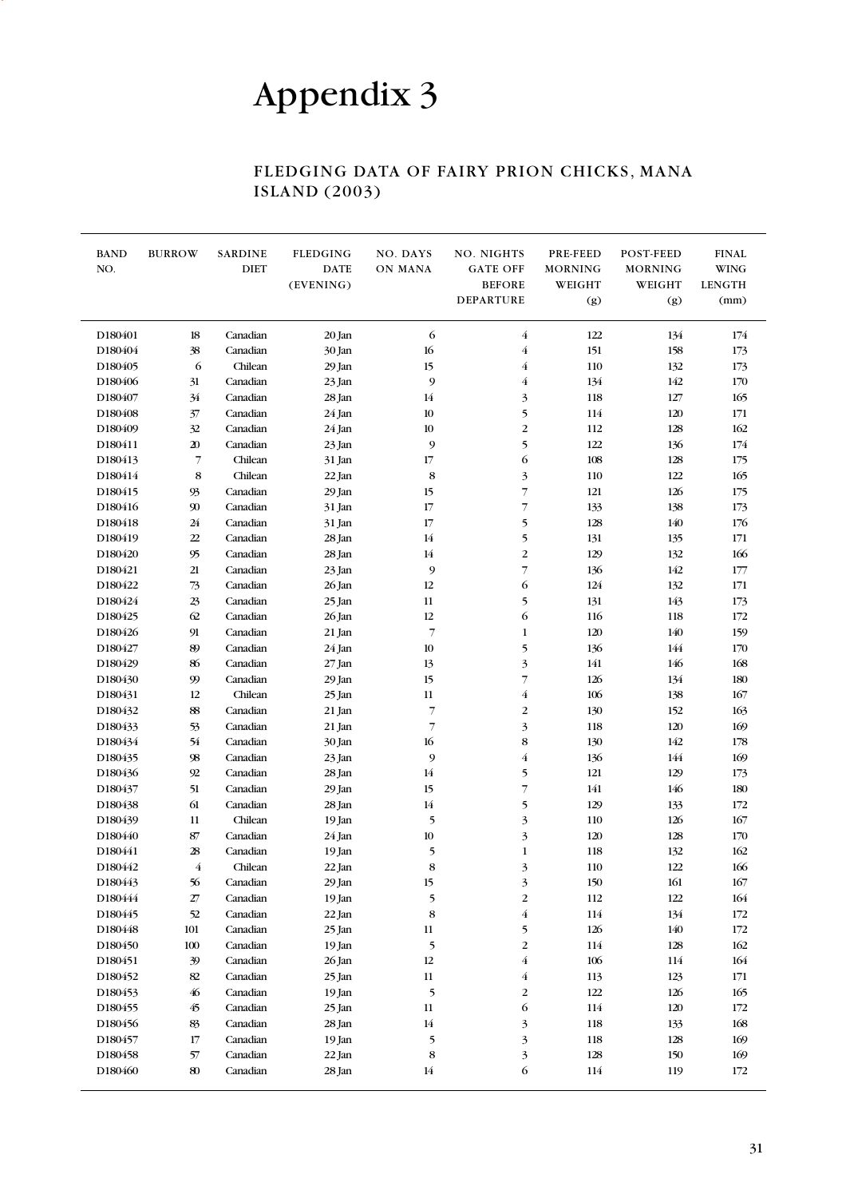# Appendix 3

## FLEDGING DATA OF FAIRY PRION CHICKS, MANA ISLAND (2003)

| BAND NO. | BURROW | SARDINE DIET | FLEDGING DATE (EVENING) | NO. DAYS ON MANA | NO. NIGHTS GATE OFF BEFORE DEPARTURE | PRE-FEED MORNING WEIGHT (g) | POST-FEED MORNING WEIGHT (g) | FINAL WING LENGTH (mm) |
|---|---|---|---|---|---|---|---|---|
| D180401 | 18 | Canadian | 20 Jan | 6 | 4 | 122 | 134 | 174 |
| D180404 | 38 | Canadian | 30 Jan | 16 | 4 | 151 | 158 | 173 |
| D180405 | 6 | Chilean | 29 Jan | 15 | 4 | 110 | 132 | 173 |
| D180406 | 31 | Canadian | 23 Jan | 9 | 4 | 134 | 142 | 170 |
| D180407 | 34 | Canadian | 28 Jan | 14 | 3 | 118 | 127 | 165 |
| D180408 | 37 | Canadian | 24 Jan | 10 | 5 | 114 | 120 | 171 |
| D180409 | 32 | Canadian | 24 Jan | 10 | 2 | 112 | 128 | 162 |
| D180411 | 20 | Canadian | 23 Jan | 9 | 5 | 122 | 136 | 174 |
| D180413 | 7 | Chilean | 31 Jan | 17 | 6 | 108 | 128 | 175 |
| D180414 | 8 | Chilean | 22 Jan | 8 | 3 | 110 | 122 | 165 |
| D180415 | 93 | Canadian | 29 Jan | 15 | 7 | 121 | 126 | 175 |
| D180416 | 90 | Canadian | 31 Jan | 17 | 7 | 133 | 138 | 173 |
| D180418 | 24 | Canadian | 31 Jan | 17 | 5 | 128 | 140 | 176 |
| D180419 | 22 | Canadian | 28 Jan | 14 | 5 | 131 | 135 | 171 |
| D180420 | 95 | Canadian | 28 Jan | 14 | 2 | 129 | 132 | 166 |
| D180421 | 21 | Canadian | 23 Jan | 9 | 7 | 136 | 142 | 177 |
| D180422 | 73 | Canadian | 26 Jan | 12 | 6 | 124 | 132 | 171 |
| D180424 | 23 | Canadian | 25 Jan | 11 | 5 | 131 | 143 | 173 |
| D180425 | 62 | Canadian | 26 Jan | 12 | 6 | 116 | 118 | 172 |
| D180426 | 91 | Canadian | 21 Jan | 7 | 1 | 120 | 140 | 159 |
| D180427 | 89 | Canadian | 24 Jan | 10 | 5 | 136 | 144 | 170 |
| D180429 | 86 | Canadian | 27 Jan | 13 | 3 | 141 | 146 | 168 |
| D180430 | 99 | Canadian | 29 Jan | 15 | 7 | 126 | 134 | 180 |
| D180431 | 12 | Chilean | 25 Jan | 11 | 4 | 106 | 138 | 167 |
| D180432 | 88 | Canadian | 21 Jan | 7 | 2 | 130 | 152 | 163 |
| D180433 | 53 | Canadian | 21 Jan | 7 | 3 | 118 | 120 | 169 |
| D180434 | 54 | Canadian | 30 Jan | 16 | 8 | 130 | 142 | 178 |
| D180435 | 98 | Canadian | 23 Jan | 9 | 4 | 136 | 144 | 169 |
| D180436 | 92 | Canadian | 28 Jan | 14 | 5 | 121 | 129 | 173 |
| D180437 | 51 | Canadian | 29 Jan | 15 | 7 | 141 | 146 | 180 |
| D180438 | 61 | Canadian | 28 Jan | 14 | 5 | 129 | 133 | 172 |
| D180439 | 11 | Chilean | 19 Jan | 5 | 3 | 110 | 126 | 167 |
| D180440 | 87 | Canadian | 24 Jan | 10 | 3 | 120 | 128 | 170 |
| D180441 | 28 | Canadian | 19 Jan | 5 | 1 | 118 | 132 | 162 |
| D180442 | 4 | Chilean | 22 Jan | 8 | 3 | 110 | 122 | 166 |
| D180443 | 56 | Canadian | 29 Jan | 15 | 3 | 150 | 161 | 167 |
| D180444 | 27 | Canadian | 19 Jan | 5 | 2 | 112 | 122 | 164 |
| D180445 | 52 | Canadian | 22 Jan | 8 | 4 | 114 | 134 | 172 |
| D180448 | 101 | Canadian | 25 Jan | 11 | 5 | 126 | 140 | 172 |
| D180450 | 100 | Canadian | 19 Jan | 5 | 2 | 114 | 128 | 162 |
| D180451 | 39 | Canadian | 26 Jan | 12 | 4 | 106 | 114 | 164 |
| D180452 | 82 | Canadian | 25 Jan | 11 | 4 | 113 | 123 | 171 |
| D180453 | 46 | Canadian | 19 Jan | 5 | 2 | 122 | 126 | 165 |
| D180455 | 45 | Canadian | 25 Jan | 11 | 6 | 114 | 120 | 172 |
| D180456 | 83 | Canadian | 28 Jan | 14 | 3 | 118 | 133 | 168 |
| D180457 | 17 | Canadian | 19 Jan | 5 | 3 | 118 | 128 | 169 |
| D180458 | 57 | Canadian | 22 Jan | 8 | 3 | 128 | 150 | 169 |
| D180460 | 80 | Canadian | 28 Jan | 14 | 6 | 114 | 119 | 172 |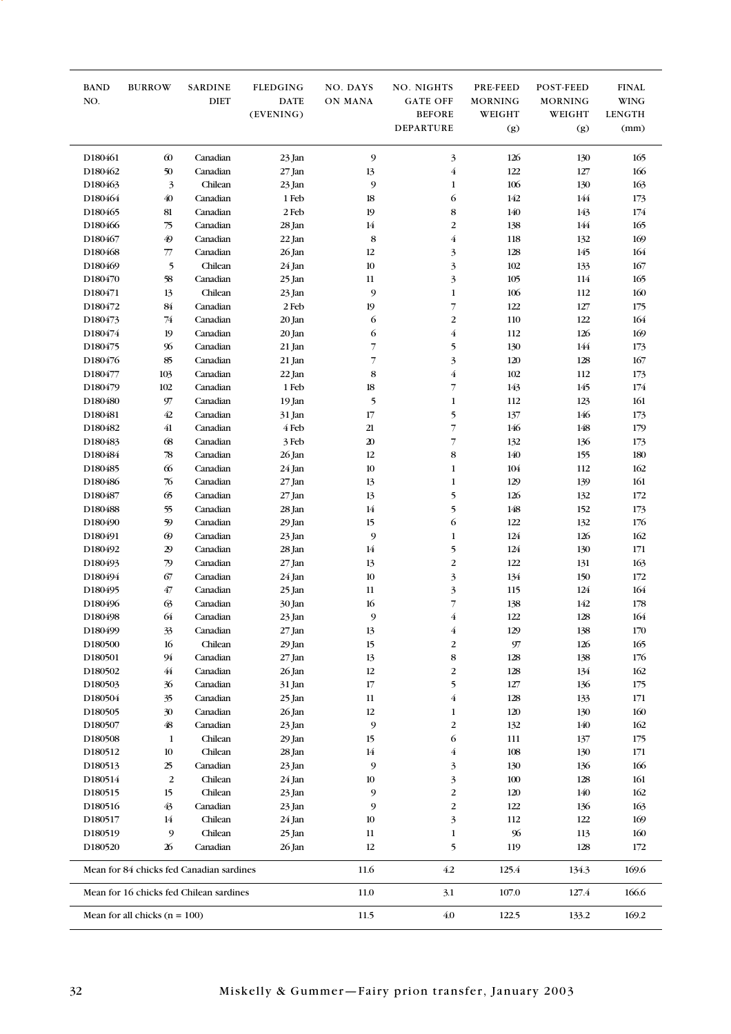| BAND NO. | BURROW | SARDINE DIET | FLEDGING DATE (EVENING) | NO. DAYS ON MANA | NO. NIGHTS GATE OFF BEFORE DEPARTURE | PRE-FEED MORNING WEIGHT (g) | POST-FEED MORNING WEIGHT (g) | FINAL WING LENGTH (mm) |
|---|---|---|---|---|---|---|---|---|
| D180461 | 60 | Canadian | 23 Jan | 9 | 3 | 126 | 130 | 165 |
| D180462 | 50 | Canadian | 27 Jan | 13 | 4 | 122 | 127 | 166 |
| D180463 | 3 | Chilean | 23 Jan | 9 | 1 | 106 | 130 | 163 |
| D180464 | 40 | Canadian | 1 Feb | 18 | 6 | 142 | 144 | 173 |
| D180465 | 81 | Canadian | 2 Feb | 19 | 8 | 140 | 143 | 174 |
| D180466 | 75 | Canadian | 28 Jan | 14 | 2 | 138 | 144 | 165 |
| D180467 | 49 | Canadian | 22 Jan | 8 | 4 | 118 | 132 | 169 |
| D180468 | 77 | Canadian | 26 Jan | 12 | 3 | 128 | 145 | 164 |
| D180469 | 5 | Chilean | 24 Jan | 10 | 3 | 102 | 133 | 167 |
| D180470 | 58 | Canadian | 25 Jan | 11 | 3 | 105 | 114 | 165 |
| D180471 | 13 | Chilean | 23 Jan | 9 | 1 | 106 | 112 | 160 |
| D180472 | 84 | Canadian | 2 Feb | 19 | 7 | 122 | 127 | 175 |
| D180473 | 74 | Canadian | 20 Jan | 6 | 2 | 110 | 122 | 164 |
| D180474 | 19 | Canadian | 20 Jan | 6 | 4 | 112 | 126 | 169 |
| D180475 | 96 | Canadian | 21 Jan | 7 | 5 | 130 | 144 | 173 |
| D180476 | 85 | Canadian | 21 Jan | 7 | 3 | 120 | 128 | 167 |
| D180477 | 103 | Canadian | 22 Jan | 8 | 4 | 102 | 112 | 173 |
| D180479 | 102 | Canadian | 1 Feb | 18 | 7 | 143 | 145 | 174 |
| D180480 | 97 | Canadian | 19 Jan | 5 | 1 | 112 | 123 | 161 |
| D180481 | 42 | Canadian | 31 Jan | 17 | 5 | 137 | 146 | 173 |
| D180482 | 41 | Canadian | 4 Feb | 21 | 7 | 146 | 148 | 179 |
| D180483 | 68 | Canadian | 3 Feb | 20 | 7 | 132 | 136 | 173 |
| D180484 | 78 | Canadian | 26 Jan | 12 | 8 | 140 | 155 | 180 |
| D180485 | 66 | Canadian | 24 Jan | 10 | 1 | 104 | 112 | 162 |
| D180486 | 76 | Canadian | 27 Jan | 13 | 1 | 129 | 139 | 161 |
| D180487 | 65 | Canadian | 27 Jan | 13 | 5 | 126 | 132 | 172 |
| D180488 | 55 | Canadian | 28 Jan | 14 | 5 | 148 | 152 | 173 |
| D180490 | 59 | Canadian | 29 Jan | 15 | 6 | 122 | 132 | 176 |
| D180491 | 69 | Canadian | 23 Jan | 9 | 1 | 124 | 126 | 162 |
| D180492 | 29 | Canadian | 28 Jan | 14 | 5 | 124 | 130 | 171 |
| D180493 | 79 | Canadian | 27 Jan | 13 | 2 | 122 | 131 | 163 |
| D180494 | 67 | Canadian | 24 Jan | 10 | 3 | 134 | 150 | 172 |
| D180495 | 47 | Canadian | 25 Jan | 11 | 3 | 115 | 124 | 164 |
| D180496 | 63 | Canadian | 30 Jan | 16 | 7 | 138 | 142 | 178 |
| D180498 | 64 | Canadian | 23 Jan | 9 | 4 | 122 | 128 | 164 |
| D180499 | 33 | Canadian | 27 Jan | 13 | 4 | 129 | 138 | 170 |
| D180500 | 16 | Chilean | 29 Jan | 15 | 2 | 97 | 126 | 165 |
| D180501 | 94 | Canadian | 27 Jan | 13 | 8 | 128 | 138 | 176 |
| D180502 | 44 | Canadian | 26 Jan | 12 | 2 | 128 | 134 | 162 |
| D180503 | 36 | Canadian | 31 Jan | 17 | 5 | 127 | 136 | 175 |
| D180504 | 35 | Canadian | 25 Jan | 11 | 4 | 128 | 133 | 171 |
| D180505 | 30 | Canadian | 26 Jan | 12 | 1 | 120 | 130 | 160 |
| D180507 | 48 | Canadian | 23 Jan | 9 | 2 | 132 | 140 | 162 |
| D180508 | 1 | Chilean | 29 Jan | 15 | 6 | 111 | 137 | 175 |
| D180512 | 10 | Chilean | 28 Jan | 14 | 4 | 108 | 130 | 171 |
| D180513 | 25 | Canadian | 23 Jan | 9 | 3 | 130 | 136 | 166 |
| D180514 | 2 | Chilean | 24 Jan | 10 | 3 | 100 | 128 | 161 |
| D180515 | 15 | Chilean | 23 Jan | 9 | 2 | 120 | 140 | 162 |
| D180516 | 43 | Canadian | 23 Jan | 9 | 2 | 122 | 136 | 163 |
| D180517 | 14 | Chilean | 24 Jan | 10 | 3 | 112 | 122 | 169 |
| D180519 | 9 | Chilean | 25 Jan | 11 | 1 | 96 | 113 | 160 |
| D180520 | 26 | Canadian | 26 Jan | 12 | 5 | 119 | 128 | 172 |
| Mean for 84 chicks fed Canadian sardines | | | | 11.6 | 4.2 | 125.4 | 134.3 | 169.6 |
| Mean for 16 chicks fed Chilean sardines | | | | 11.0 | 3.1 | 107.0 | 127.4 | 166.6 |
| Mean for all chicks (n = 100) | | | | 11.5 | 4.0 | 122.5 | 133.2 | 169.2 |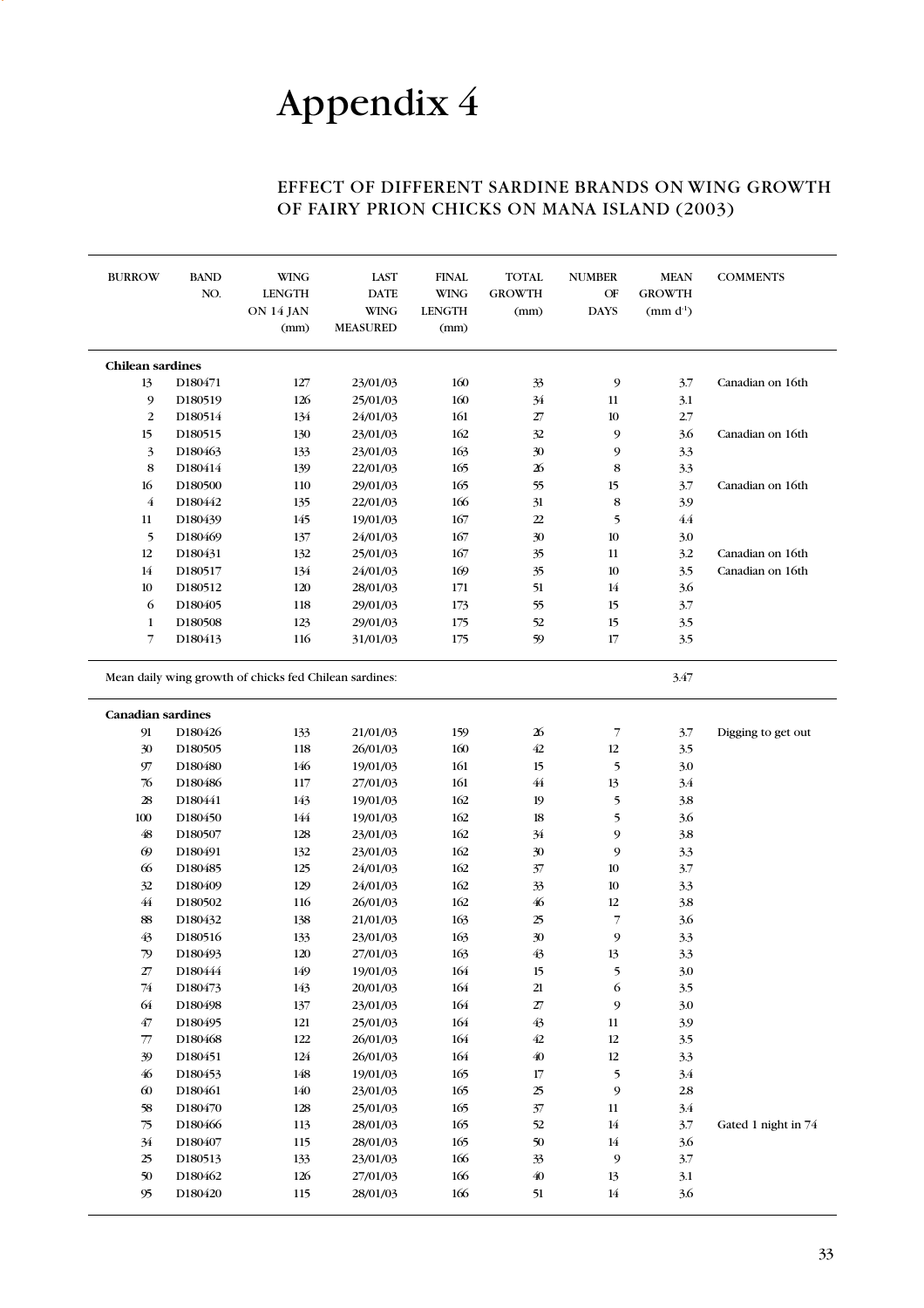# Appendix 4

## EFFECT OF DIFFERENT SARDINE BRANDS ON WING GROWTH OF FAIRY PRION CHICKS ON MANA ISLAND (2003)

| BURROW | BAND NO. | WING LENGTH ON 14 JAN (mm) | LAST DATE WING MEASURED | FINAL WING LENGTH (mm) | TOTAL GROWTH (mm) | NUMBER OF DAYS | MEAN GROWTH (mm $d^{-1}$) | COMMENTS |
|---|---|---|---|---|---|---|---|---|
| **Chilean sardines** | | | | | | | | |
| 13 | D180471 | 127 | 23/01/03 | 160 | 33 | 9 | 3.7 | Canadian on 16th |
| 9 | D180519 | 126 | 25/01/03 | 160 | 34 | 11 | 3.1 | |
| 2 | D180514 | 134 | 24/01/03 | 161 | 27 | 10 | 2.7 | |
| 15 | D180515 | 130 | 23/01/03 | 162 | 32 | 9 | 3.6 | Canadian on 16th |
| 3 | D180463 | 133 | 23/01/03 | 163 | 30 | 9 | 3.3 | |
| 8 | D180414 | 139 | 22/01/03 | 165 | 26 | 8 | 3.3 | |
| 16 | D180500 | 110 | 29/01/03 | 165 | 55 | 15 | 3.7 | Canadian on 16th |
| 4 | D180442 | 135 | 22/01/03 | 166 | 31 | 8 | 3.9 | |
| 11 | D180439 | 145 | 19/01/03 | 167 | 22 | 5 | 4.4 | |
| 5 | D180469 | 137 | 24/01/03 | 167 | 30 | 10 | 3.0 | |
| 12 | D180431 | 132 | 25/01/03 | 167 | 35 | 11 | 3.2 | Canadian on 16th |
| 14 | D180517 | 134 | 24/01/03 | 169 | 35 | 10 | 3.5 | Canadian on 16th |
| 10 | D180512 | 120 | 28/01/03 | 171 | 51 | 14 | 3.6 | |
| 6 | D180405 | 118 | 29/01/03 | 173 | 55 | 15 | 3.7 | |
| 1 | D180508 | 123 | 29/01/03 | 175 | 52 | 15 | 3.5 | |
| 7 | D180413 | 116 | 31/01/03 | 175 | 59 | 17 | 3.5 | |
| Mean daily wing growth of chicks fed Chilean sardines: | | | | | | | 3.47 | |
| **Canadian sardines** | | | | | | | | |
| 91 | D180426 | 133 | 21/01/03 | 159 | 26 | 7 | 3.7 | Digging to get out |
| 30 | D180505 | 118 | 26/01/03 | 160 | 42 | 12 | 3.5 | |
| 97 | D180480 | 146 | 19/01/03 | 161 | 15 | 5 | 3.0 | |
| 76 | D180486 | 117 | 27/01/03 | 161 | 44 | 13 | 3.4 | |
| 28 | D180441 | 143 | 19/01/03 | 162 | 19 | 5 | 3.8 | |
| 100 | D180450 | 144 | 19/01/03 | 162 | 18 | 5 | 3.6 | |
| 48 | D180507 | 128 | 23/01/03 | 162 | 34 | 9 | 3.8 | |
| 69 | D180491 | 132 | 23/01/03 | 162 | 30 | 9 | 3.3 | |
| 66 | D180485 | 125 | 24/01/03 | 162 | 37 | 10 | 3.7 | |
| 32 | D180409 | 129 | 24/01/03 | 162 | 33 | 10 | 3.3 | |
| 44 | D180502 | 116 | 26/01/03 | 162 | 46 | 12 | 3.8 | |
| 88 | D180432 | 138 | 21/01/03 | 163 | 25 | 7 | 3.6 | |
| 43 | D180516 | 133 | 23/01/03 | 163 | 30 | 9 | 3.3 | |
| 79 | D180493 | 120 | 27/01/03 | 163 | 43 | 13 | 3.3 | |
| 27 | D180444 | 149 | 19/01/03 | 164 | 15 | 5 | 3.0 | |
| 74 | D180473 | 143 | 20/01/03 | 164 | 21 | 6 | 3.5 | |
| 64 | D180498 | 137 | 23/01/03 | 164 | 27 | 9 | 3.0 | |
| 47 | D180495 | 121 | 25/01/03 | 164 | 43 | 11 | 3.9 | |
| 77 | D180468 | 122 | 26/01/03 | 164 | 42 | 12 | 3.5 | |
| 39 | D180451 | 124 | 26/01/03 | 164 | 40 | 12 | 3.3 | |
| 46 | D180453 | 148 | 19/01/03 | 165 | 17 | 5 | 3.4 | |
| 60 | D180461 | 140 | 23/01/03 | 165 | 25 | 9 | 2.8 | |
| 58 | D180470 | 128 | 25/01/03 | 165 | 37 | 11 | 3.4 | |
| 75 | D180466 | 113 | 28/01/03 | 165 | 52 | 14 | 3.7 | Gated 1 night in 74 |
| 34 | D180407 | 115 | 28/01/03 | 165 | 50 | 14 | 3.6 | |
| 25 | D180513 | 133 | 23/01/03 | 166 | 33 | 9 | 3.7 | |
| 50 | D180462 | 126 | 27/01/03 | 166 | 40 | 13 | 3.1 | |
| 95 | D180420 | 115 | 28/01/03 | 166 | 51 | 14 | 3.6 | |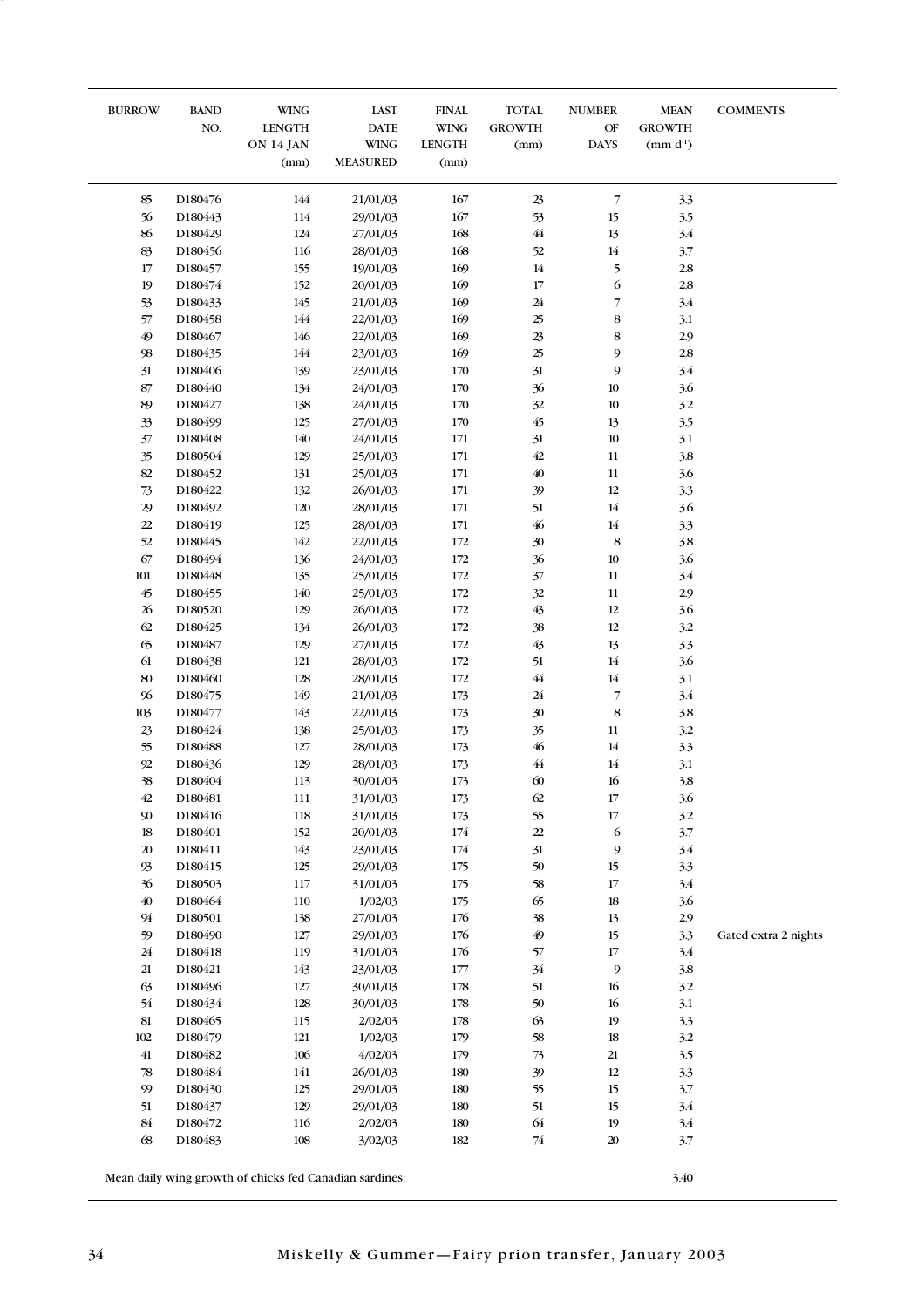| BURROW | BAND NO. | WING LENGTH ON 14 JAN (mm) | LAST DATE WING MEASURED | FINAL WING LENGTH (mm) | TOTAL GROWTH (mm) | NUMBER OF DAYS | MEAN GROWTH (mm $d^{-1}$) | COMMENTS |
|---|---|---|---|---|---|---|---|---|
| 85 | D180476 | 144 | 21/01/03 | 167 | 23 | 7 | 3.3 | |
| 56 | D180443 | 114 | 29/01/03 | 167 | 53 | 15 | 3.5 | |
| 86 | D180429 | 124 | 27/01/03 | 168 | 44 | 13 | 3.4 | |
| 83 | D180456 | 116 | 28/01/03 | 168 | 52 | 14 | 3.7 | |
| 17 | D180457 | 155 | 19/01/03 | 169 | 14 | 5 | 2.8 | |
| 19 | D180474 | 152 | 20/01/03 | 169 | 17 | 6 | 2.8 | |
| 53 | D180433 | 145 | 21/01/03 | 169 | 24 | 7 | 3.4 | |
| 57 | D180458 | 144 | 22/01/03 | 169 | 25 | 8 | 3.1 | |
| 49 | D180467 | 146 | 22/01/03 | 169 | 23 | 8 | 2.9 | |
| 98 | D180435 | 144 | 23/01/03 | 169 | 25 | 9 | 2.8 | |
| 31 | D180406 | 139 | 23/01/03 | 170 | 31 | 9 | 3.4 | |
| 87 | D180440 | 134 | 24/01/03 | 170 | 36 | 10 | 3.6 | |
| 89 | D180427 | 138 | 24/01/03 | 170 | 32 | 10 | 3.2 | |
| 33 | D180499 | 125 | 27/01/03 | 170 | 45 | 13 | 3.5 | |
| 37 | D180408 | 140 | 24/01/03 | 171 | 31 | 10 | 3.1 | |
| 35 | D180504 | 129 | 25/01/03 | 171 | 42 | 11 | 3.8 | |
| 82 | D180452 | 131 | 25/01/03 | 171 | 40 | 11 | 3.6 | |
| 73 | D180422 | 132 | 26/01/03 | 171 | 39 | 12 | 3.3 | |
| 29 | D180492 | 120 | 28/01/03 | 171 | 51 | 14 | 3.6 | |
| 22 | D180419 | 125 | 28/01/03 | 171 | 46 | 14 | 3.3 | |
| 52 | D180445 | 142 | 22/01/03 | 172 | 30 | 8 | 3.8 | |
| 67 | D180494 | 136 | 24/01/03 | 172 | 36 | 10 | 3.6 | |
| 101 | D180448 | 135 | 25/01/03 | 172 | 37 | 11 | 3.4 | |
| 45 | D180455 | 140 | 25/01/03 | 172 | 32 | 11 | 2.9 | |
| 26 | D180520 | 129 | 26/01/03 | 172 | 43 | 12 | 3.6 | |
| 62 | D180425 | 134 | 26/01/03 | 172 | 38 | 12 | 3.2 | |
| 65 | D180487 | 129 | 27/01/03 | 172 | 43 | 13 | 3.3 | |
| 61 | D180438 | 121 | 28/01/03 | 172 | 51 | 14 | 3.6 | |
| 80 | D180460 | 128 | 28/01/03 | 172 | 44 | 14 | 3.1 | |
| 96 | D180475 | 149 | 21/01/03 | 173 | 24 | 7 | 3.4 | |
| 103 | D180477 | 143 | 22/01/03 | 173 | 30 | 8 | 3.8 | |
| 23 | D180424 | 138 | 25/01/03 | 173 | 35 | 11 | 3.2 | |
| 55 | D180488 | 127 | 28/01/03 | 173 | 46 | 14 | 3.3 | |
| 92 | D180436 | 129 | 28/01/03 | 173 | 44 | 14 | 3.1 | |
| 38 | D180404 | 113 | 30/01/03 | 173 | 60 | 16 | 3.8 | |
| 42 | D180481 | 111 | 31/01/03 | 173 | 62 | 17 | 3.6 | |
| 90 | D180416 | 118 | 31/01/03 | 173 | 55 | 17 | 3.2 | |
| 18 | D180401 | 152 | 20/01/03 | 174 | 22 | 6 | 3.7 | |
| 20 | D180411 | 143 | 23/01/03 | 174 | 31 | 9 | 3.4 | |
| 93 | D180415 | 125 | 29/01/03 | 175 | 50 | 15 | 3.3 | |
| 36 | D180503 | 117 | 31/01/03 | 175 | 58 | 17 | 3.4 | |
| 40 | D180464 | 110 | 1/02/03 | 175 | 65 | 18 | 3.6 | |
| 94 | D180501 | 138 | 27/01/03 | 176 | 38 | 13 | 2.9 | |
| 59 | D180490 | 127 | 29/01/03 | 176 | 49 | 15 | 3.3 | Gated extra 2 nights |
| 24 | D180418 | 119 | 31/01/03 | 176 | 57 | 17 | 3.4 | |
| 21 | D180421 | 143 | 23/01/03 | 177 | 34 | 9 | 3.8 | |
| 63 | D180496 | 127 | 30/01/03 | 178 | 51 | 16 | 3.2 | |
| 54 | D180434 | 128 | 30/01/03 | 178 | 50 | 16 | 3.1 | |
| 81 | D180465 | 115 | 2/02/03 | 178 | 63 | 19 | 3.3 | |
| 102 | D180479 | 121 | 1/02/03 | 179 | 58 | 18 | 3.2 | |
| 41 | D180482 | 106 | 4/02/03 | 179 | 73 | 21 | 3.5 | |
| 78 | D180484 | 141 | 26/01/03 | 180 | 39 | 12 | 3.3 | |
| 99 | D180430 | 125 | 29/01/03 | 180 | 55 | 15 | 3.7 | |
| 51 | D180437 | 129 | 29/01/03 | 180 | 51 | 15 | 3.4 | |
| 84 | D180472 | 116 | 2/02/03 | 180 | 64 | 19 | 3.4 | |
| 68 | D180483 | 108 | 3/02/03 | 182 | 74 | 20 | 3.7 | |
| Mean daily wing growth of chicks fed Canadian sardines: | | | | | | | 3.40 | |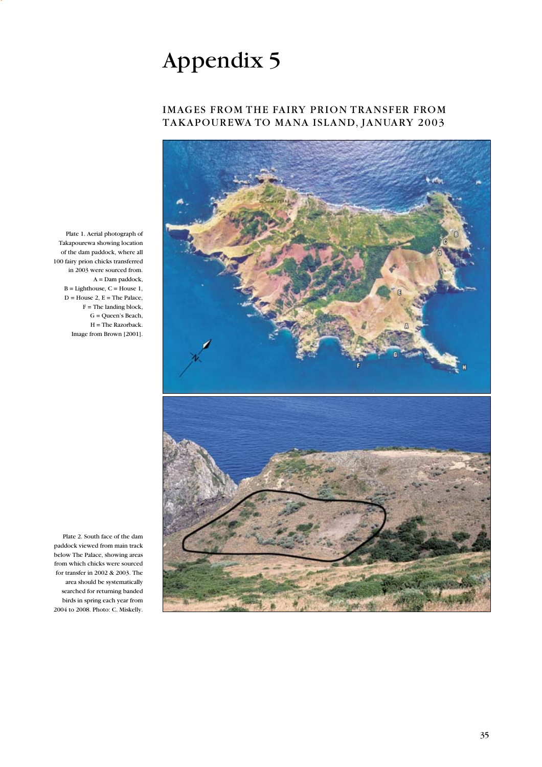# Appendix 5

## IMAGES FROM THE FAIRY PRION TRANSFER FROM TAKAPOUREWA TO MANA ISLAND, JANUARY 2003

Plate 1. Aerial photograph of Takapourewa showing location of the dam paddock, where all 100 fairy prion chicks transferred in 2003 were sourced from. A = Dam paddock, B = Lighthouse, C = House 1, D = House 2, E = The Palace, F = The landing block, G = Queen's Beach, H = The Razorback. Image from Brown (2001).

Plate 2. South face of the dam paddock viewed from main track below The Palace, showing areas from which chicks were sourced for transfer in 2002 & 2003. The area should be systematically searched for returning banded birds in spring each year from 2004 to 2008. Photo: C. Miskelly.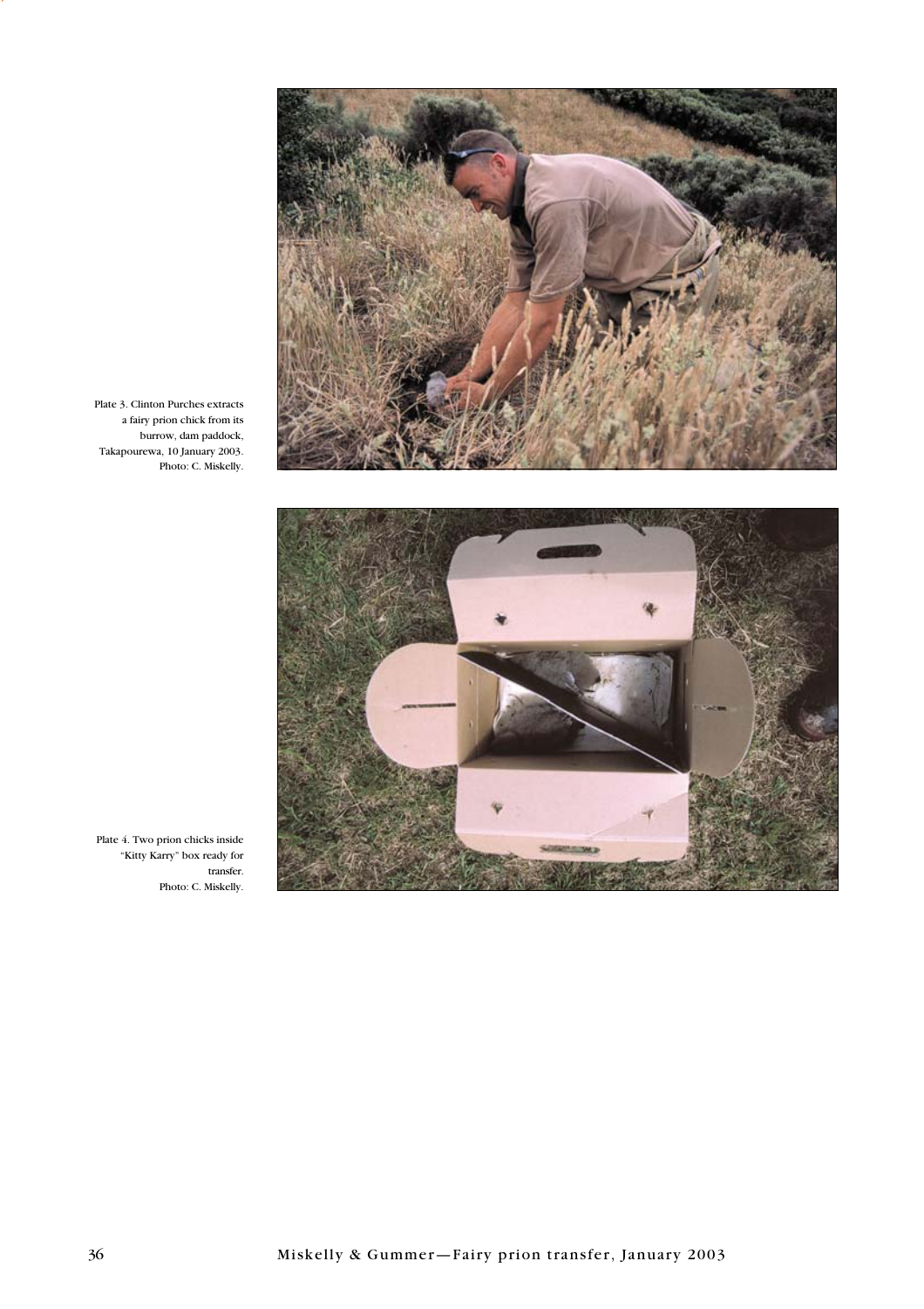Plate 3. Clinton Purches extracts a fairy prion chick from its burrow, dam paddock, Takapourewa, 10 January 2003. Photo: C. Miskelly.

Plate 4. Two prion chicks inside "Kitty Karry" box ready for transfer. Photo: C. Miskelly.